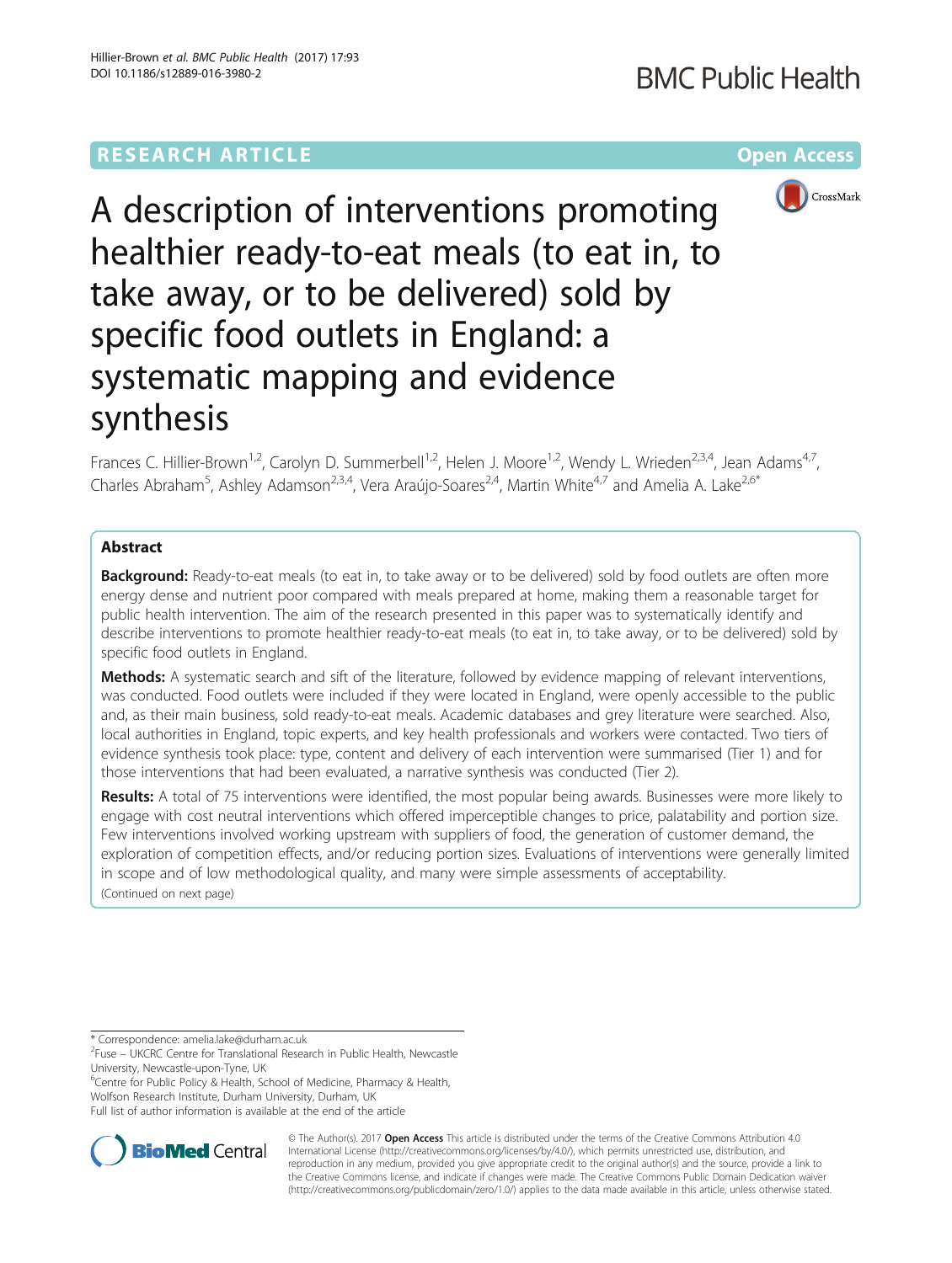RESEARCH ARTICLE Open Access

# A description of interventions promoting healthier ready-to-eat meals (to eat in, to take away, or to be delivered) sold by specific food outlets in England: a systematic mapping and evidence synthesis

Frances C. Hillier-Brown[1,2], Carolyn D. Summerbell[1,2], Helen J. Moore[1,2], Wendy L. Wrieden[2,3,4], Jean Adams[4,7], Charles Abraham[5], Ashley Adamson[2,3,4], Vera Araújo-Soares[2,4], Martin White[4,7] and Amelia A. Lake[2,6*]

## Abstract

**Background:** Ready-to-eat meals (to eat in, to take away or to be delivered) sold by food outlets are often more energy dense and nutrient poor compared with meals prepared at home, making them a reasonable target for public health intervention. The aim of the research presented in this paper was to systematically identify and describe interventions to promote healthier ready-to-eat meals (to eat in, to take away, or to be delivered) sold by specific food outlets in England.

**Methods:** A systematic search and sift of the literature, followed by evidence mapping of relevant interventions, was conducted. Food outlets were included if they were located in England, were openly accessible to the public and, as their main business, sold ready-to-eat meals. Academic databases and grey literature were searched. Also, local authorities in England, topic experts, and key health professionals and workers were contacted. Two tiers of evidence synthesis took place: type, content and delivery of each intervention were summarised (Tier 1) and for those interventions that had been evaluated, a narrative synthesis was conducted (Tier 2).

**Results:** A total of 75 interventions were identified, the most popular being awards. Businesses were more likely to engage with cost neutral interventions which offered imperceptible changes to price, palatability and portion size. Few interventions involved working upstream with suppliers of food, the generation of customer demand, the exploration of competition effects, and/or reducing portion sizes. Evaluations of interventions were generally limited in scope and of low methodological quality, and many were simple assessments of acceptability.

(Continued on next page)

* Correspondence: amelia.lake@durham.ac.uk

[2]Fuse – UKCRC Centre for Translational Research in Public Health, Newcastle University, Newcastle-upon-Tyne, UK

[6]Centre for Public Policy & Health, School of Medicine, Pharmacy & Health, Wolfson Research Institute, Durham University, Durham, UK

Full list of author information is available at the end of the article

© The Author(s). 2017 **Open Access** This article is distributed under the terms of the Creative Commons Attribution 4.0 International License (http://creativecommons.org/licenses/by/4.0/), which permits unrestricted use, distribution, and reproduction in any medium, provided you give appropriate credit to the original author(s) and the source, provide a link to the Creative Commons license, and indicate if changes were made. The Creative Commons Public Domain Dedication waiver (http://creativecommons.org/publicdomain/zero/1.0/) applies to the data made available in this article, unless otherwise stated.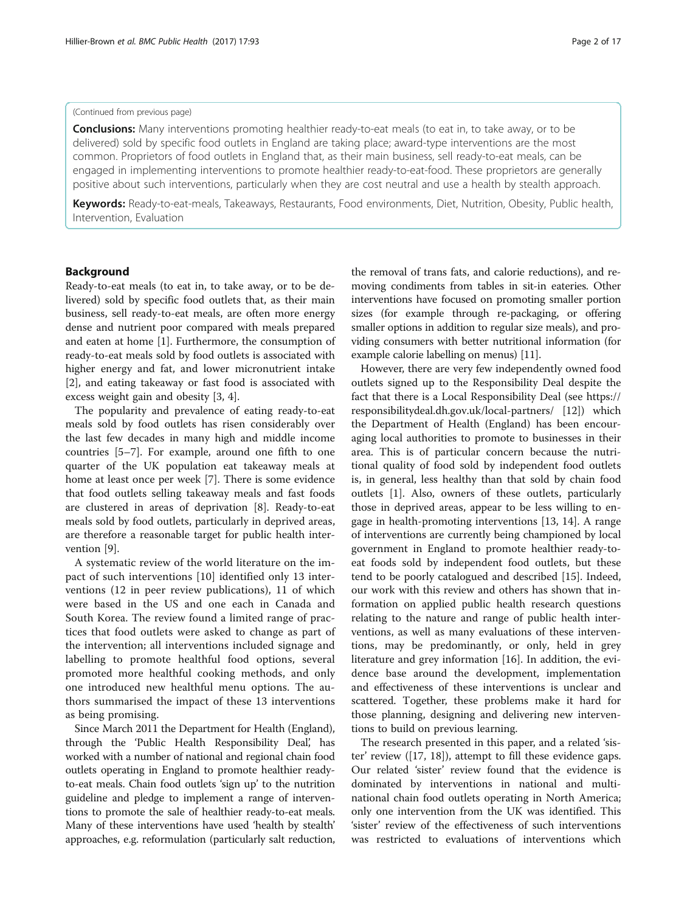(Continued from previous page)

**Conclusions:** Many interventions promoting healthier ready-to-eat meals (to eat in, to take away, or to be delivered) sold by specific food outlets in England are taking place; award-type interventions are the most common. Proprietors of food outlets in England that, as their main business, sell ready-to-eat meals, can be engaged in implementing interventions to promote healthier ready-to-eat-food. These proprietors are generally positive about such interventions, particularly when they are cost neutral and use a health by stealth approach.

**Keywords:** Ready-to-eat-meals, Takeaways, Restaurants, Food environments, Diet, Nutrition, Obesity, Public health, Intervention, Evaluation

## Background

Ready-to-eat meals (to eat in, to take away, or to be delivered) sold by specific food outlets that, as their main business, sell ready-to-eat meals, are often more energy dense and nutrient poor compared with meals prepared and eaten at home [1]. Furthermore, the consumption of ready-to-eat meals sold by food outlets is associated with higher energy and fat, and lower micronutrient intake [2], and eating takeaway or fast food is associated with excess weight gain and obesity [3, 4].

The popularity and prevalence of eating ready-to-eat meals sold by food outlets has risen considerably over the last few decades in many high and middle income countries [5–7]. For example, around one fifth to one quarter of the UK population eat takeaway meals at home at least once per week [7]. There is some evidence that food outlets selling takeaway meals and fast foods are clustered in areas of deprivation [8]. Ready-to-eat meals sold by food outlets, particularly in deprived areas, are therefore a reasonable target for public health intervention [9].

A systematic review of the world literature on the impact of such interventions [10] identified only 13 interventions (12 in peer review publications), 11 of which were based in the US and one each in Canada and South Korea. The review found a limited range of practices that food outlets were asked to change as part of the intervention; all interventions included signage and labelling to promote healthful food options, several promoted more healthful cooking methods, and only one introduced new healthful menu options. The authors summarised the impact of these 13 interventions as being promising.

Since March 2011 the Department for Health (England), through the 'Public Health Responsibility Deal', has worked with a number of national and regional chain food outlets operating in England to promote healthier ready-to-eat meals. Chain food outlets 'sign up' to the nutrition guideline and pledge to implement a range of interventions to promote the sale of healthier ready-to-eat meals. Many of these interventions have used 'health by stealth' approaches, e.g. reformulation (particularly salt reduction, the removal of trans fats, and calorie reductions), and removing condiments from tables in sit-in eateries. Other interventions have focused on promoting smaller portion sizes (for example through re-packaging, or offering smaller options in addition to regular size meals), and providing consumers with better nutritional information (for example calorie labelling on menus) [11].

However, there are very few independently owned food outlets signed up to the Responsibility Deal despite the fact that there is a Local Responsibility Deal (see https://responsibilitydeal.dh.gov.uk/local-partners/ [12]) which the Department of Health (England) has been encouraging local authorities to promote to businesses in their area. This is of particular concern because the nutritional quality of food sold by independent food outlets is, in general, less healthy than that sold by chain food outlets [1]. Also, owners of these outlets, particularly those in deprived areas, appear to be less willing to engage in health-promoting interventions [13, 14]. A range of interventions are currently being championed by local government in England to promote healthier ready-to-eat foods sold by independent food outlets, but these tend to be poorly catalogued and described [15]. Indeed, our work with this review and others has shown that information on applied public health research questions relating to the nature and range of public health interventions, as well as many evaluations of these interventions, may be predominantly, or only, held in grey literature and grey information [16]. In addition, the evidence base around the development, implementation and effectiveness of these interventions is unclear and scattered. Together, these problems make it hard for those planning, designing and delivering new interventions to build on previous learning.

The research presented in this paper, and a related 'sister' review ([17, 18]), attempt to fill these evidence gaps. Our related 'sister' review found that the evidence is dominated by interventions in national and multinational chain food outlets operating in North America; only one intervention from the UK was identified. This 'sister' review of the effectiveness of such interventions was restricted to evaluations of interventions which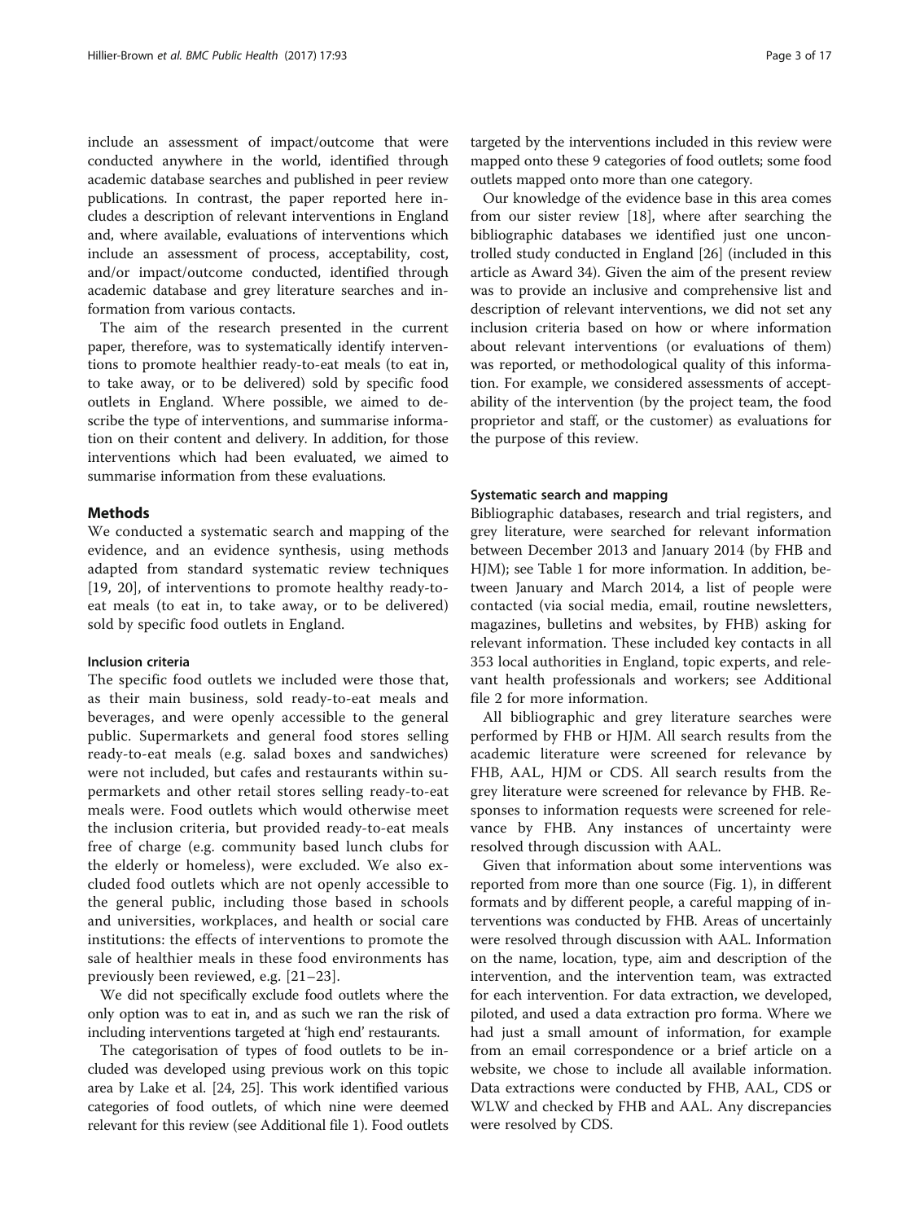include an assessment of impact/outcome that were conducted anywhere in the world, identified through academic database searches and published in peer review publications. In contrast, the paper reported here includes a description of relevant interventions in England and, where available, evaluations of interventions which include an assessment of process, acceptability, cost, and/or impact/outcome conducted, identified through academic database and grey literature searches and information from various contacts.

The aim of the research presented in the current paper, therefore, was to systematically identify interventions to promote healthier ready-to-eat meals (to eat in, to take away, or to be delivered) sold by specific food outlets in England. Where possible, we aimed to describe the type of interventions, and summarise information on their content and delivery. In addition, for those interventions which had been evaluated, we aimed to summarise information from these evaluations.

## Methods

We conducted a systematic search and mapping of the evidence, and an evidence synthesis, using methods adapted from standard systematic review techniques [19, 20], of interventions to promote healthy ready-to-eat meals (to eat in, to take away, or to be delivered) sold by specific food outlets in England.

### Inclusion criteria

The specific food outlets we included were those that, as their main business, sold ready-to-eat meals and beverages, and were openly accessible to the general public. Supermarkets and general food stores selling ready-to-eat meals (e.g. salad boxes and sandwiches) were not included, but cafes and restaurants within supermarkets and other retail stores selling ready-to-eat meals were. Food outlets which would otherwise meet the inclusion criteria, but provided ready-to-eat meals free of charge (e.g. community based lunch clubs for the elderly or homeless), were excluded. We also excluded food outlets which are not openly accessible to the general public, including those based in schools and universities, workplaces, and health or social care institutions: the effects of interventions to promote the sale of healthier meals in these food environments has previously been reviewed, e.g. [21–23].

We did not specifically exclude food outlets where the only option was to eat in, and as such we ran the risk of including interventions targeted at 'high end' restaurants.

The categorisation of types of food outlets to be included was developed using previous work on this topic area by Lake et al. [24, 25]. This work identified various categories of food outlets, of which nine were deemed relevant for this review (see Additional file 1). Food outlets targeted by the interventions included in this review were mapped onto these 9 categories of food outlets; some food outlets mapped onto more than one category.

Our knowledge of the evidence base in this area comes from our sister review [18], where after searching the bibliographic databases we identified just one uncontrolled study conducted in England [26] (included in this article as Award 34). Given the aim of the present review was to provide an inclusive and comprehensive list and description of relevant interventions, we did not set any inclusion criteria based on how or where information about relevant interventions (or evaluations of them) was reported, or methodological quality of this information. For example, we considered assessments of acceptability of the intervention (by the project team, the food proprietor and staff, or the customer) as evaluations for the purpose of this review.

### Systematic search and mapping

Bibliographic databases, research and trial registers, and grey literature, were searched for relevant information between December 2013 and January 2014 (by FHB and HJM); see Table 1 for more information. In addition, between January and March 2014, a list of people were contacted (via social media, email, routine newsletters, magazines, bulletins and websites, by FHB) asking for relevant information. These included key contacts in all 353 local authorities in England, topic experts, and relevant health professionals and workers; see Additional file 2 for more information.

All bibliographic and grey literature searches were performed by FHB or HJM. All search results from the academic literature were screened for relevance by FHB, AAL, HJM or CDS. All search results from the grey literature were screened for relevance by FHB. Responses to information requests were screened for relevance by FHB. Any instances of uncertainty were resolved through discussion with AAL.

Given that information about some interventions was reported from more than one source (Fig. 1), in different formats and by different people, a careful mapping of interventions was conducted by FHB. Areas of uncertainly were resolved through discussion with AAL. Information on the name, location, type, aim and description of the intervention, and the intervention team, was extracted for each intervention. For data extraction, we developed, piloted, and used a data extraction pro forma. Where we had just a small amount of information, for example from an email correspondence or a brief article on a website, we chose to include all available information. Data extractions were conducted by FHB, AAL, CDS or WLW and checked by FHB and AAL. Any discrepancies were resolved by CDS.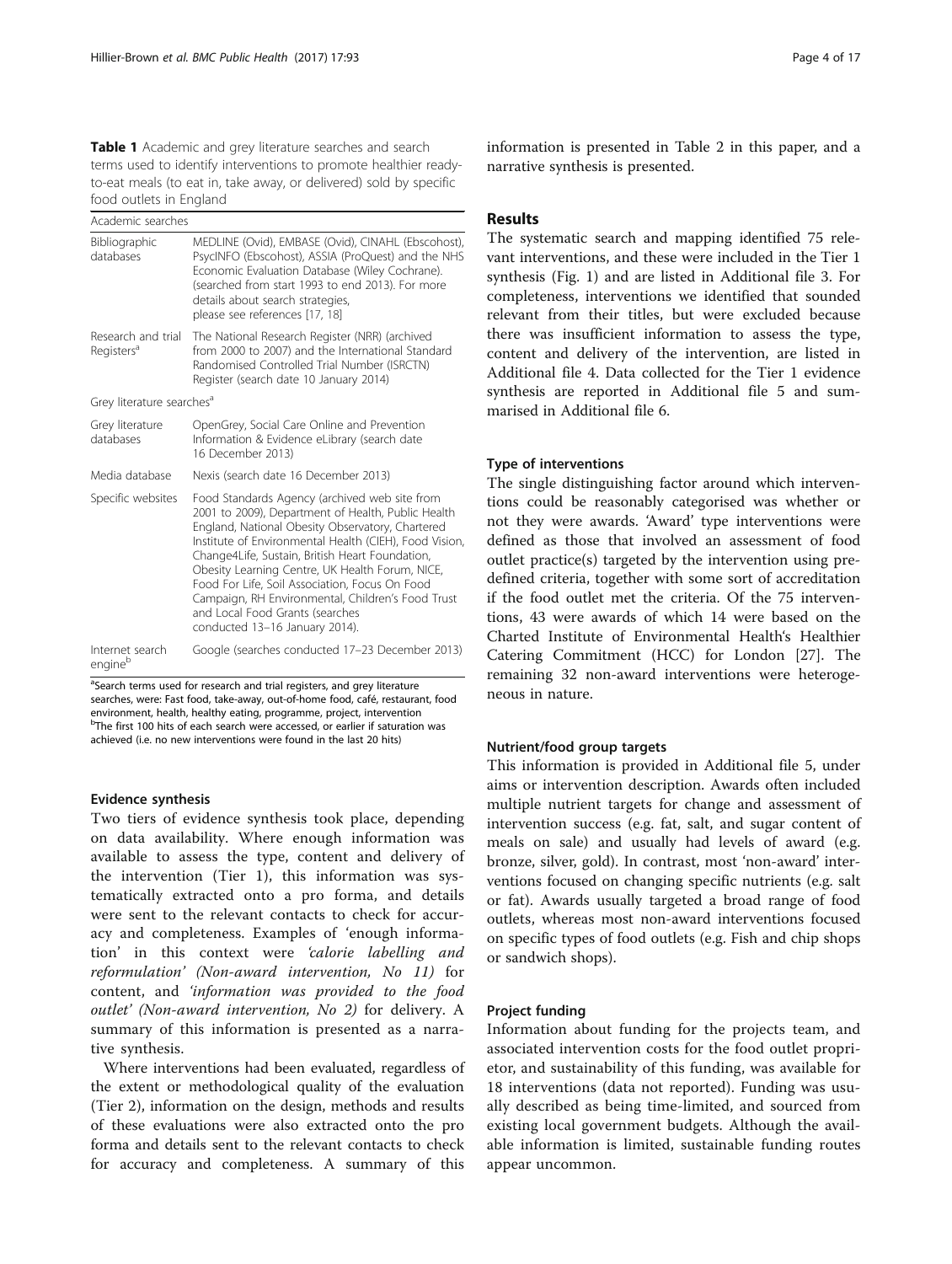**Table 1** Academic and grey literature searches and search terms used to identify interventions to promote healthier ready-to-eat meals (to eat in, take away, or delivered) sold by specific food outlets in England

| Academic searches | |
|---|---|
| Bibliographic databases | MEDLINE (Ovid), EMBASE (Ovid), CINAHL (Ebscohost), PsycINFO (Ebscohost), ASSIA (ProQuest) and the NHS Economic Evaluation Database (Wiley Cochrane). (searched from start 1993 to end 2013). For more details about search strategies, please see references [17, 18] |
| Research and trial Registers[a] | The National Research Register (NRR) (archived from 2000 to 2007) and the International Standard Randomised Controlled Trial Number (ISRCTN) Register (search date 10 January 2014) |
| Grey literature searches[a] | |
| Grey literature databases | OpenGrey, Social Care Online and Prevention Information & Evidence eLibrary (search date 16 December 2013) |
| Media database | Nexis (search date 16 December 2013) |
| Specific websites | Food Standards Agency (archived web site from 2001 to 2009), Department of Health, Public Health England, National Obesity Observatory, Chartered Institute of Environmental Health (CIEH), Food Vision, Change4Life, Sustain, British Heart Foundation, Obesity Learning Centre, UK Health Forum, NICE, Food For Life, Soil Association, Focus On Food Campaign, RH Environmental, Children's Food Trust and Local Food Grants (searches conducted 13–16 January 2014). |
| Internet search engine[b] | Google (searches conducted 17–23 December 2013) |

[a]Search terms used for research and trial registers, and grey literature searches, were: Fast food, take-away, out-of-home food, café, restaurant, food environment, health, healthy eating, programme, project, intervention
[b]The first 100 hits of each search were accessed, or earlier if saturation was achieved (i.e. no new interventions were found in the last 20 hits)

### Evidence synthesis

Two tiers of evidence synthesis took place, depending on data availability. Where enough information was available to assess the type, content and delivery of the intervention (Tier 1), this information was systematically extracted onto a pro forma, and details were sent to the relevant contacts to check for accuracy and completeness. Examples of 'enough information' in this context were *'calorie labelling and reformulation' (Non-award intervention, No 11)* for content, and *'information was provided to the food outlet' (Non-award intervention, No 2)* for delivery. A summary of this information is presented as a narrative synthesis.

Where interventions had been evaluated, regardless of the extent or methodological quality of the evaluation (Tier 2), information on the design, methods and results of these evaluations were also extracted onto the pro forma and details sent to the relevant contacts to check for accuracy and completeness. A summary of this information is presented in Table 2 in this paper, and a narrative synthesis is presented.

## Results

The systematic search and mapping identified 75 relevant interventions, and these were included in the Tier 1 synthesis (Fig. 1) and are listed in Additional file 3. For completeness, interventions we identified that sounded relevant from their titles, but were excluded because there was insufficient information to assess the type, content and delivery of the intervention, are listed in Additional file 4. Data collected for the Tier 1 evidence synthesis are reported in Additional file 5 and summarised in Additional file 6.

### Type of interventions

The single distinguishing factor around which interventions could be reasonably categorised was whether or not they were awards. 'Award' type interventions were defined as those that involved an assessment of food outlet practice(s) targeted by the intervention using predefined criteria, together with some sort of accreditation if the food outlet met the criteria. Of the 75 interventions, 43 were awards of which 14 were based on the Charted Institute of Environmental Health's Healthier Catering Commitment (HCC) for London [27]. The remaining 32 non-award interventions were heterogeneous in nature.

### Nutrient/food group targets

This information is provided in Additional file 5, under aims or intervention description. Awards often included multiple nutrient targets for change and assessment of intervention success (e.g. fat, salt, and sugar content of meals on sale) and usually had levels of award (e.g. bronze, silver, gold). In contrast, most 'non-award' interventions focused on changing specific nutrients (e.g. salt or fat). Awards usually targeted a broad range of food outlets, whereas most non-award interventions focused on specific types of food outlets (e.g. Fish and chip shops or sandwich shops).

### Project funding

Information about funding for the projects team, and associated intervention costs for the food outlet proprietor, and sustainability of this funding, was available for 18 interventions (data not reported). Funding was usually described as being time-limited, and sourced from existing local government budgets. Although the available information is limited, sustainable funding routes appear uncommon.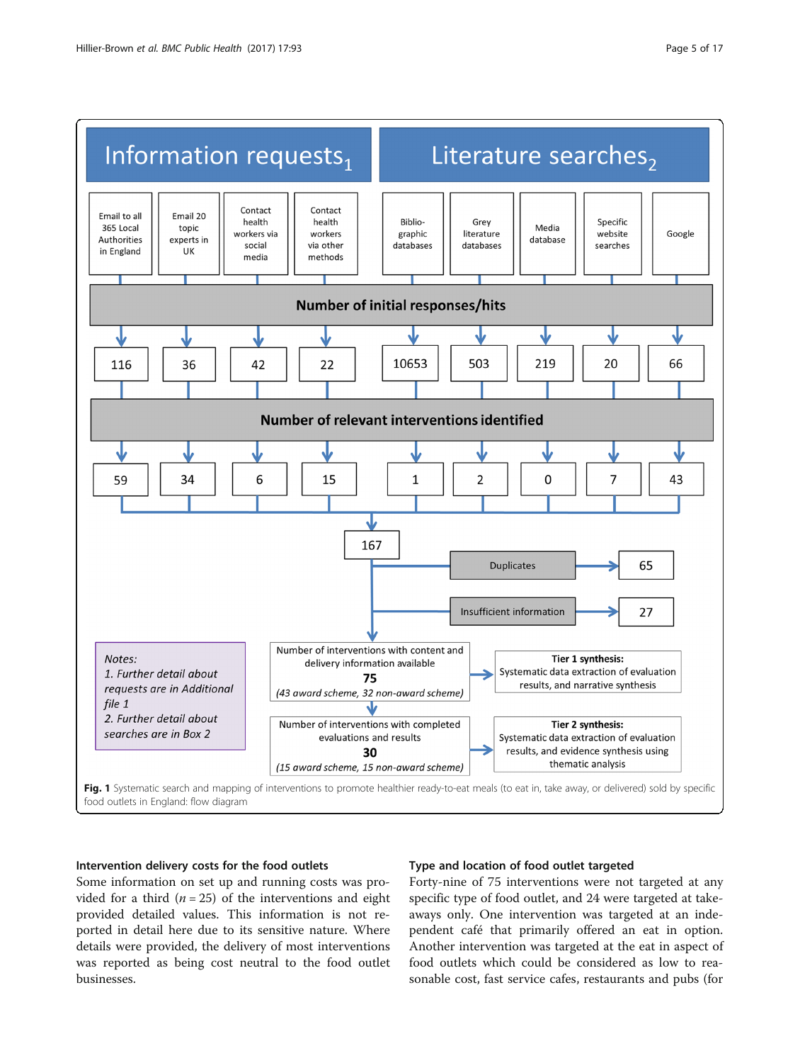**Information requests**[1]

| Source | Number of initial responses/hits | Number of relevant interventions identified |
| --- | --- | --- |
| Email to all 365 Local Authorities in England | 116 | 59 |
| Email 20 topic experts in UK | 36 | 34 |
| Contact health workers via social media | 42 | 6 |
| Contact health workers via other methods | 22 | 15 |

**Literature searches**[2]

| Source | Number of initial responses/hits | Number of relevant interventions identified |
| --- | --- | --- |
| Bibliographic databases | 10653 | 1 |
| Grey literature databases | 503 | 2 |
| Media database | 219 | 0 |
| Specific website searches | 20 | 7 |
| Google | 66 | 43 |

167

Duplicates: 65

Insufficient information: 27

Number of interventions with content and delivery information available **75** *(43 award scheme, 32 non-award scheme)* → **Tier 1 synthesis:** Systematic data extraction of evaluation results, and narrative synthesis

Number of interventions with completed evaluations and results **30** *(15 award scheme, 15 non-award scheme)* → **Tier 2 synthesis:** Systematic data extraction of evaluation results, and evidence synthesis using thematic analysis

*Notes:*
*1. Further detail about requests are in Additional file 1*
*2. Further detail about searches are in Box 2*

**Fig. 1** Systematic search and mapping of interventions to promote healthier ready-to-eat meals (to eat in, take away, or delivered) sold by specific food outlets in England: flow diagram

### Intervention delivery costs for the food outlets

Some information on set up and running costs was provided for a third ($n = 25$) of the interventions and eight provided detailed values. This information is not reported in detail here due to its sensitive nature. Where details were provided, the delivery of most interventions was reported as being cost neutral to the food outlet businesses.

### Type and location of food outlet targeted

Forty-nine of 75 interventions were not targeted at any specific type of food outlet, and 24 were targeted at takeaways only. One intervention was targeted at an independent café that primarily offered an eat in option. Another intervention was targeted at the eat in aspect of food outlets which could be considered as low to reasonable cost, fast service cafes, restaurants and pubs (for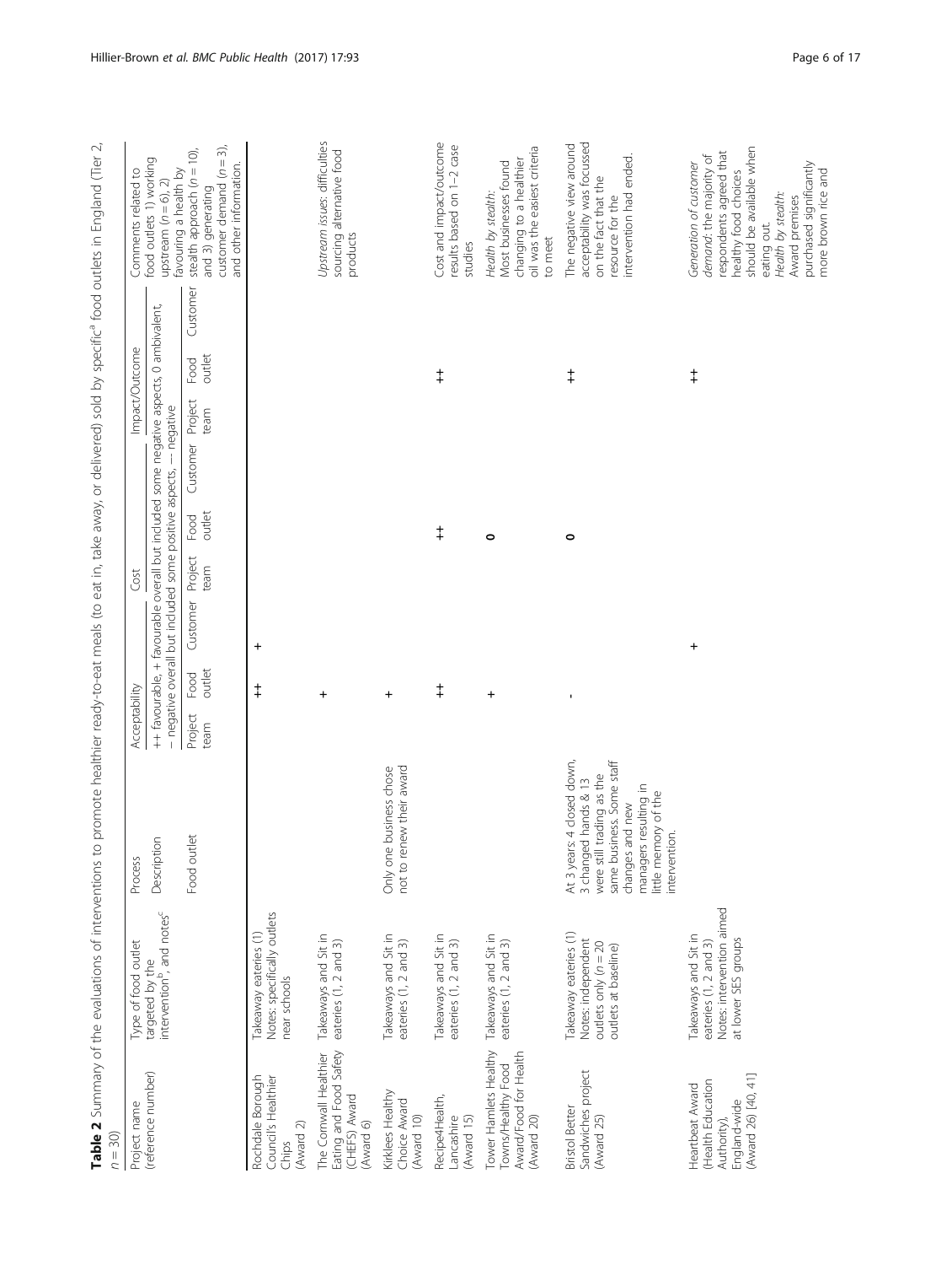**Table 2** Summary of the evaluations of interventions to promote healthier ready-to-eat meals (to eat in, take away, or delivered) sold by specific[a] food outlets in England (Tier 2, $n = 30$)

| Project name (reference number) | Type of food outlet targeted by the intervention[b], and notes[c] | Process | Acceptability | | | Cost | | | Impact/Outcome | | | Comments related to food outlets 1) working upstream ($n = 6$), 2) favouring a health by stealth approach ($n = 10$), and 3) generating customer demand ($n = 3$), and other information. |
|---|---|---|---|---|---|---|---|---|---|---|---|---|
| | | Description | ++ favourable, + favourable overall but included some negative aspects, 0 ambivalent, – negative overall but included some positive aspects, –– negative | | | | | | | | | |
| | | Food outlet | Project team | Food outlet | Customer | Project team | Food outlet | Customer | Project team | Food outlet | Customer | |
| Rochdale Borough Council's Healthier Chips (Award 2) | Takeaway eateries (1) Notes: specifically outlets near schools | | | ++ | + | | | | | | | |
| The Cornwall Healthier Eating and Food Safety (CHEFS) Award (Award 6) | Takeaways and Sit in eateries (1, 2 and 3) | | | + | | | | | | | | *Upstream issues*: difficulties sourcing alternative food products |
| Kirklees Healthy Choice Award (Award 10) | Takeaways and Sit in eateries (1, 2 and 3) | Only one business chose not to renew their award | | + | | | | | | | | |
| Recipe4Health, Lancashire (Award 15) | Takeaways and Sit in eateries (1, 2 and 3) | | | ++ | | | ++ | | | ++ | | Cost and impact/outcome results based on 1–2 case studies |
| Tower Hamlets Healthy Towns/Healthy Food Award/Food for Health (Award 20) | Takeaways and Sit in eateries (1, 2 and 3) | | | + | | | 0 | | | | | *Health by stealth*: Most businesses found changing to a healthier oil was the easiest criteria to meet |
| Bristol Better Sandwiches project (Award 25) | Takeaway eateries (1) Notes: independent outlets only ($n = 20$ outlets at baseline) | At 3 years: 4 closed down, 3 changed hands & 13 were still trading as the same business. Some staff changes and new managers resulting in little memory of the intervention. | | - | | | 0 | | | ++ | | The negative view around acceptability was focussed on the fact that the resource for the intervention had ended. |
| Heartbeat Award (Health Education Authority), England-wide (Award 26) [40, 41] | Takeaways and Sit in eateries (1, 2 and 3) Notes: intervention aimed at lower SES groups | | | | + | | | | | ++ | | *Generation of customer demand*: the majority of respondents agreed that healthy food choices should be available when eating out. *Health by stealth*: Award premises purchased significantly more brown rice and |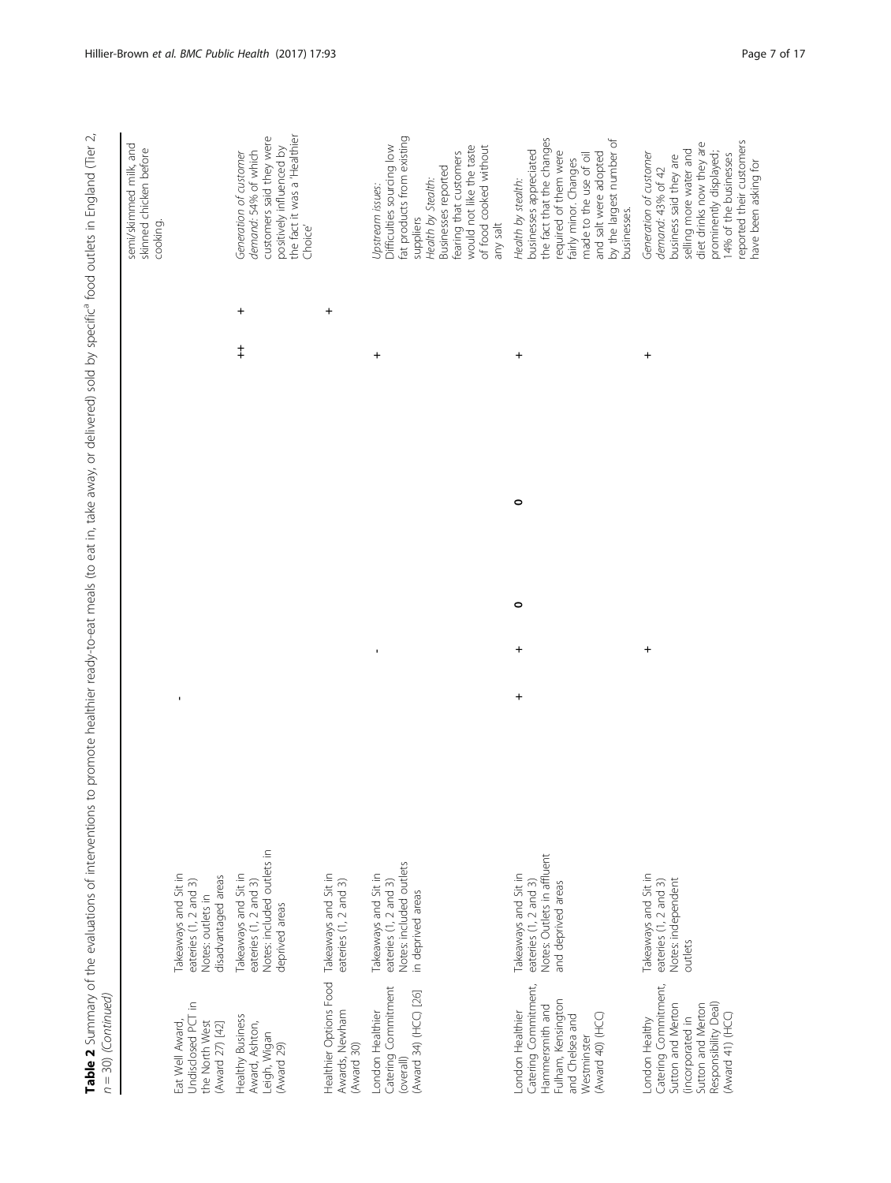**Table 2** Summary of the evaluations of interventions to promote healthier ready-to-eat meals (to eat in, take away, or delivered) sold by specific[a] food outlets in England (Tier 2, $n = 30$) *(Continued)*

| | | | | | | | | |
|---|---|---|---|---|---|---|---|---|
| | | | | | | | | semi/skimmed milk and skinned chicken before cooking. |
| Eat Well Award, Undisclosed PCT in the North West (Award 27) [42] | Takeaways and Sit in eateries (1, 2 and 3) Notes: outlets in disadvantaged areas | - | | | | | | |
| Healthy Business Award, Ashton, Leigh, Wigan (Award 29) | Takeaways and Sit in eateries (1, 2 and 3) Notes: included outlets in deprived areas | | | | | ++ | + | *Generation of customer demand*: 54% of which customers said they were positively influenced by the fact it was a 'Healthier Choice' |
| Healthier Options Food Awards, Newham (Award 30) | Takeaways and Sit in eateries (1, 2 and 3) | | | | | | + | |
| London Healthier Catering Commitment (overall) (Award 34) (HCC) [26] | Takeaways and Sit in eateries (1, 2 and 3) Notes: included outlets in deprived areas | | - | | | + | | *Upstream issues*: Difficulties sourcing low fat products from existing suppliers *Health by Stealth*: Businesses reported fearing that customers would not like the taste of food cooked without any salt |
| London Healthier Catering Commitment, Hammersmith and Fulham, Kensington and Chelsea and Westminster (Award 40) (HCC) | Takeaways and Sit in eateries (1, 2 and 3) Notes: Outlets in affluent and deprived areas | + | + | 0 | 0 | + | | *Health by stealth*: businesses appreciated the fact that the changes required of them were fairly minor. Changes made to the use of oil and salt were adopted by the largest number of businesses. |
| London Healthy Catering Commitment, Sutton and Merton (incorporated in Sutton and Merton Responsibility Deal) (Award 41) (HCC) | Takeaways and Sit in eateries (1, 2 and 3) Notes: independent outlets | + | + | | | + | | *Generation of customer demand*: 43% of 42 business said they are selling more water and diet drinks now they are prominently displayed; 14% of the businesses reported their customers have been asking for |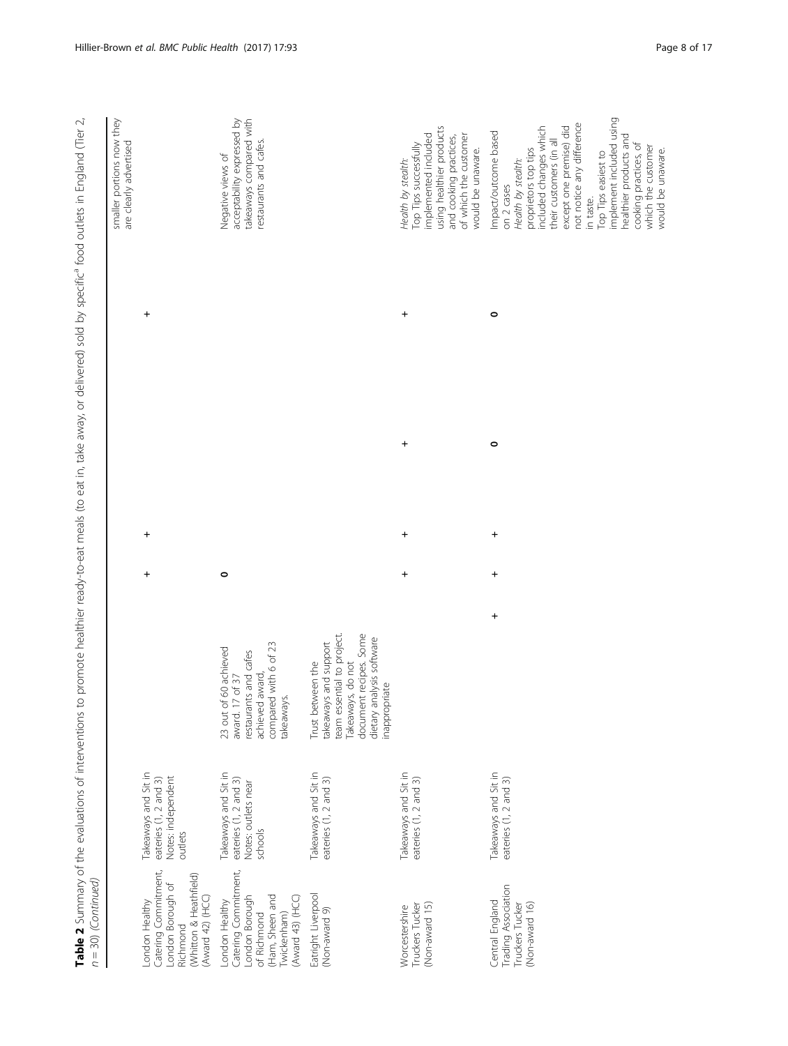**Table 2** Summary of the evaluations of interventions to promote healthier ready-to-eat meals (to eat in, take away, or delivered) sold by specific[a] food outlets in England (Tier 2, $n = 30$) *(Continued)*

| | | | | | | | | |
|---|---|---|---|---|---|---|---|---|
| | | | | | | | | smaller portions now they are clearly advertised |
| London Healthy Catering Commitment, London Borough of Richmond (Whitton & Heathfield) (Award 42) (HCC) | Takeaways and Sit in eateries (1, 2 and 3) Notes: independent outlets | | | + | + | | + | |
| London Healthy Catering Commitment, London Borough of Richmond (Ham, Sheen and Twickenham) (Award 43) (HCC) | Takeaways and Sit in eateries (1, 2 and 3) Notes: outlets near schools | 23 out of 60 achieved award. 17 of 37 restaurants and cafes achieved award, compared with 6 of 23 takeaways. | | 0 | | | | Negative views of acceptability expressed by takeaways compared with restaurants and cafes. |
| Eatright Liverpool (Non-award 9) | Takeaways and Sit in eateries (1, 2 and 3) | Trust between the takeaways and support team essential to project. Takeaways, do not document recipes. Some dietary analysis software inappropriate | | | | | | |
| Worcestershire Truckers Tucker (Non-award 15) | Takeaways and Sit in eateries (1, 2 and 3) | | | + | + | + | + | *Health by stealth:* Top Tips successfully implemented included using healthier products and cooking practices, of which the customer would be unaware. |
| Central England Trading Association Truckers Tucker (Non-award 16) | Takeaways and Sit in eateries (1, 2 and 3) | | + | + | + | 0 | 0 | Impact/outcome based on 2 cases *Health by stealth:* proprietors top tips included changes which their customers (in all except one premise) did not notice any difference in taste. Top Tips easiest to implement included using healthier products and cooking practices, of which the customer would be unaware. |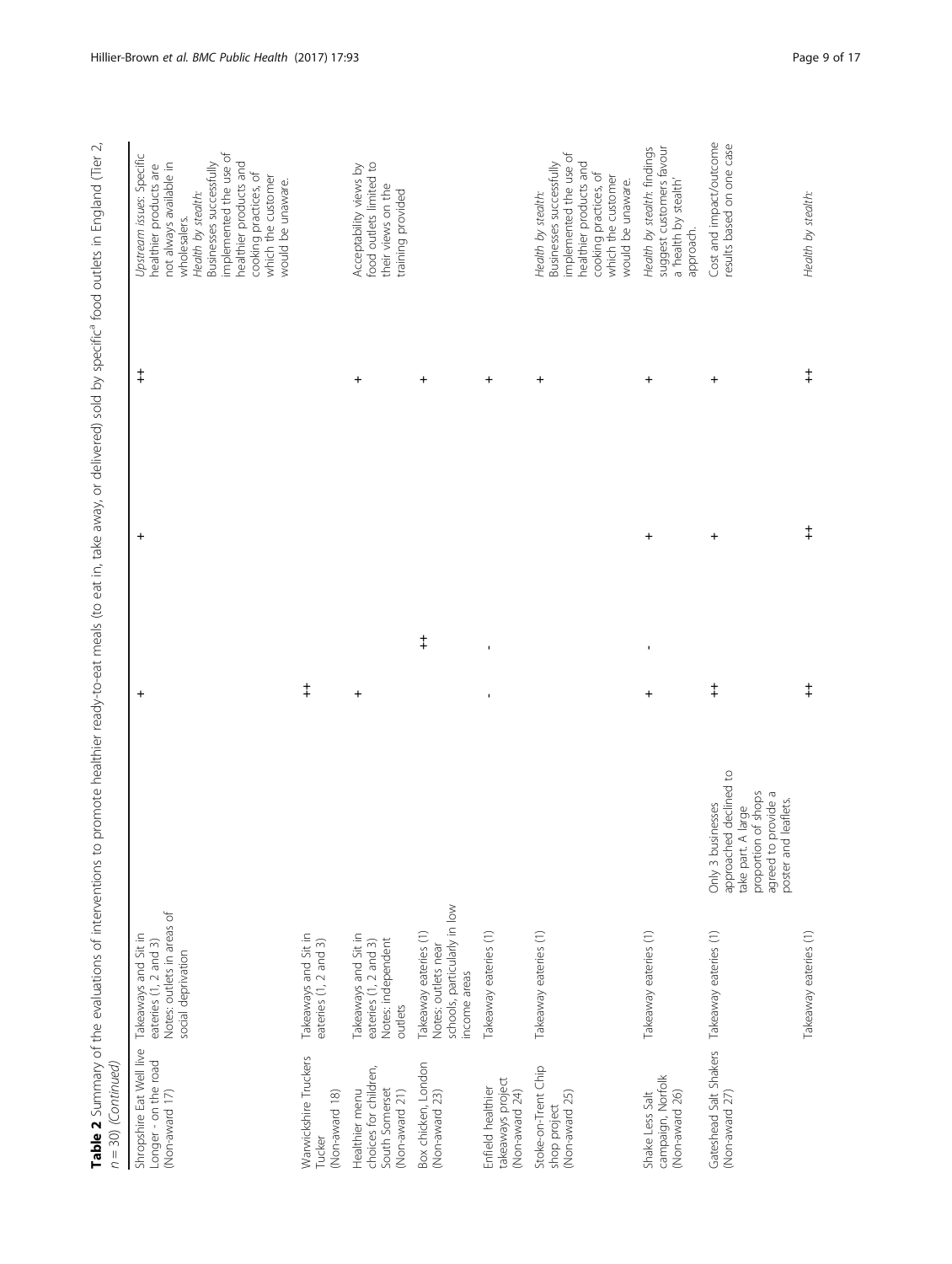**Table 2** Summary of the evaluations of interventions to promote healthier ready-to-eat meals (to eat in, take away, or delivered) sold by specific[a] food outlets in England (Tier 2, $n = 30$) *(Continued)*

| | | | | | | | |
|---|---|---|---|---|---|---|---|
| Shropshire Eat Well live Longer - on the road (Non-award 17) | Takeaways and Sit in eateries (1, 2 and 3) Notes: outlets in areas of social deprivation | | + | | + | ‡ | *Upstream issues*: Specific healthier products are not always available in wholesalers. *Health by stealth*: Businesses successfully implemented the use of healthier products and cooking practices, of which the customer would be unaware. |
| Warwickshire Truckers Tucker (Non-award 18) | Takeaways and Sit in eateries (1, 2 and 3) | | ‡ | | | | |
| Healthier menu choices for children, South Somerset (Non-award 21) | Takeaways and Sit in eateries (1, 2 and 3) Notes: independent outlets | | + | | | + | Acceptability views by food outlets limited to their views on the training provided |
| Box chicken, London (Non-award 23) | Takeaway eateries (1) Notes: outlets near schools, particularly in low income areas | | | ‡ | | + | |
| Enfield healthier takeaways project (Non-award 24) | Takeaway eateries (1) | | - | - | | + | |
| Stoke-on-Trent Chip shop project (Non-award 25) | Takeaway eateries (1) | | | | | + | *Health by stealth*: Businesses successfully implemented the use of healthier products and cooking practices, of which the customer would be unaware. |
| Shake Less Salt campaign, Norfolk (Non-award 26) | Takeaway eateries (1) | | + | - | + | + | *Health by stealth*: findings suggest customers favour a 'health by stealth' approach. |
| Gateshead Salt Shakers (Non-award 27) | Takeaway eateries (1) | Only 3 businesses approached declined to take part. A large proportion of shops agreed to provide a poster and leaflets. | ‡ | | + | + | Cost and impact/outcome results based on one case |
| | Takeaway eateries (1) | | ‡ | | ‡ | ‡ | *Health by stealth*: |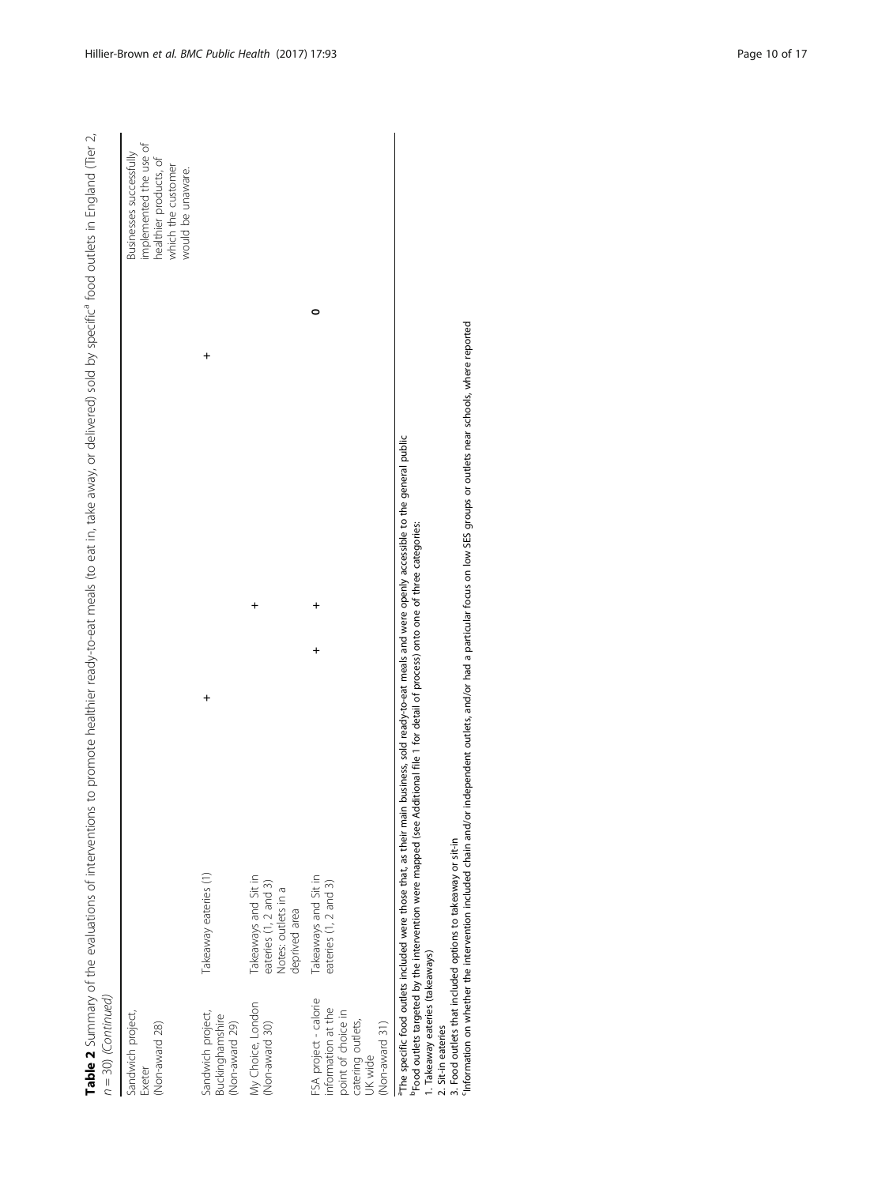**Table 2** Summary of the evaluations of interventions to promote healthier ready-to-eat meals (to eat in, take away, or delivered) sold by specific[a] food outlets in England (Tier 2, $n = 30$) *(Continued)*

| | | | | | | | |
|---|---|---|---|---|---|---|---|
| Sandwich project, Exeter (Non-award 28) | | | | | | | Businesses successfully implemented the use of healthier products, of which the customer would be unaware. |
| Sandwich project, Buckinghamshire (Non-award 29) | Takeaway eateries (1) | + | | | + | | |
| My Choice, London (Non-award 30) | Takeaways and Sit in eateries (1, 2 and 3) Notes: outlets in a deprived area | | | + | | 0 | |
| FSA project - calorie information at the point of choice in catering outlets, UK wide (Non-award 31) | Takeaways and Sit in eateries (1, 2 and 3) | | + | + | | | |

[a]The specific food outlets included were those that, as their main business, sold ready-to-eat meals and were openly accessible to the general public

[b]Food outlets targeted by the intervention were mapped (see Additional file 1 for detail of process) onto one of three categories:

1. Takeaway eateries (takeaways)
2. Sit-in eateries
3. Food outlets that included options to takeaway or sit-in

[c]Information on whether the intervention included chain and/or independent outlets, and/or had a particular focus on low SES groups or outlets near schools, where reported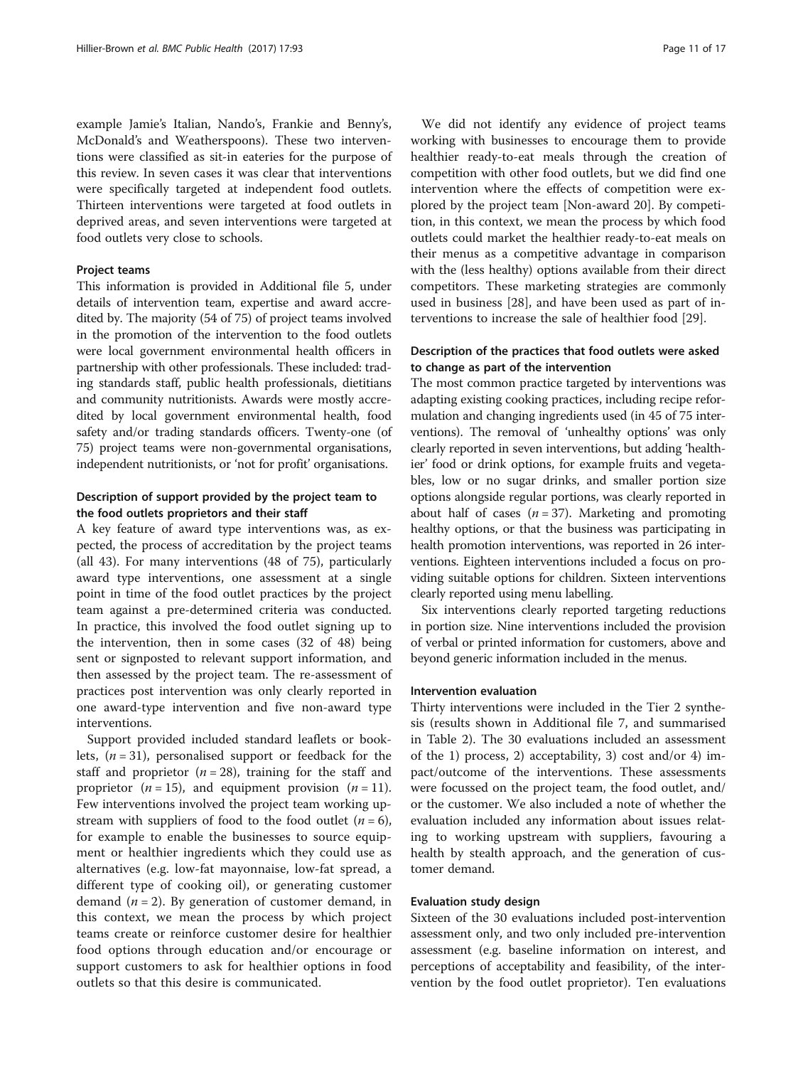example Jamie's Italian, Nando's, Frankie and Benny's, McDonald's and Weatherspoons). These two interventions were classified as sit-in eateries for the purpose of this review. In seven cases it was clear that interventions were specifically targeted at independent food outlets. Thirteen interventions were targeted at food outlets in deprived areas, and seven interventions were targeted at food outlets very close to schools.

#### Project teams

This information is provided in Additional file 5, under details of intervention team, expertise and award accredited by. The majority (54 of 75) of project teams involved in the promotion of the intervention to the food outlets were local government environmental health officers in partnership with other professionals. These included: trading standards staff, public health professionals, dietitians and community nutritionists. Awards were mostly accredited by local government environmental health, food safety and/or trading standards officers. Twenty-one (of 75) project teams were non-governmental organisations, independent nutritionists, or 'not for profit' organisations.

### Description of support provided by the project team to the food outlets proprietors and their staff

A key feature of award type interventions was, as expected, the process of accreditation by the project teams (all 43). For many interventions (48 of 75), particularly award type interventions, one assessment at a single point in time of the food outlet practices by the project team against a pre-determined criteria was conducted. In practice, this involved the food outlet signing up to the intervention, then in some cases (32 of 48) being sent or signposted to relevant support information, and then assessed by the project team. The re-assessment of practices post intervention was only clearly reported in one award-type intervention and five non-award type interventions.

Support provided included standard leaflets or booklets, ($n = 31$), personalised support or feedback for the staff and proprietor ($n = 28$), training for the staff and proprietor ($n = 15$), and equipment provision ($n = 11$). Few interventions involved the project team working upstream with suppliers of food to the food outlet ($n = 6$), for example to enable the businesses to source equipment or healthier ingredients which they could use as alternatives (e.g. low-fat mayonnaise, low-fat spread, a different type of cooking oil), or generating customer demand ($n = 2$). By generation of customer demand, in this context, we mean the process by which project teams create or reinforce customer desire for healthier food options through education and/or encourage or support customers to ask for healthier options in food outlets so that this desire is communicated.

We did not identify any evidence of project teams working with businesses to encourage them to provide healthier ready-to-eat meals through the creation of competition with other food outlets, but we did find one intervention where the effects of competition were explored by the project team [Non-award 20]. By competition, in this context, we mean the process by which food outlets could market the healthier ready-to-eat meals on their menus as a competitive advantage in comparison with the (less healthy) options available from their direct competitors. These marketing strategies are commonly used in business [28], and have been used as part of interventions to increase the sale of healthier food [29].

### Description of the practices that food outlets were asked to change as part of the intervention

The most common practice targeted by interventions was adapting existing cooking practices, including recipe reformulation and changing ingredients used (in 45 of 75 interventions). The removal of 'unhealthy options' was only clearly reported in seven interventions, but adding 'healthier' food or drink options, for example fruits and vegetables, low or no sugar drinks, and smaller portion size options alongside regular portions, was clearly reported in about half of cases ($n = 37$). Marketing and promoting healthy options, or that the business was participating in health promotion interventions, was reported in 26 interventions. Eighteen interventions included a focus on providing suitable options for children. Sixteen interventions clearly reported using menu labelling.

Six interventions clearly reported targeting reductions in portion size. Nine interventions included the provision of verbal or printed information for customers, above and beyond generic information included in the menus.

#### Intervention evaluation

Thirty interventions were included in the Tier 2 synthesis (results shown in Additional file 7, and summarised in Table 2). The 30 evaluations included an assessment of the 1) process, 2) acceptability, 3) cost and/or 4) impact/outcome of the interventions. These assessments were focussed on the project team, the food outlet, and/or the customer. We also included a note of whether the evaluation included any information about issues relating to working upstream with suppliers, favouring a health by stealth approach, and the generation of customer demand.

#### Evaluation study design

Sixteen of the 30 evaluations included post-intervention assessment only, and two only included pre-intervention assessment (e.g. baseline information on interest, and perceptions of acceptability and feasibility, of the intervention by the food outlet proprietor). Ten evaluations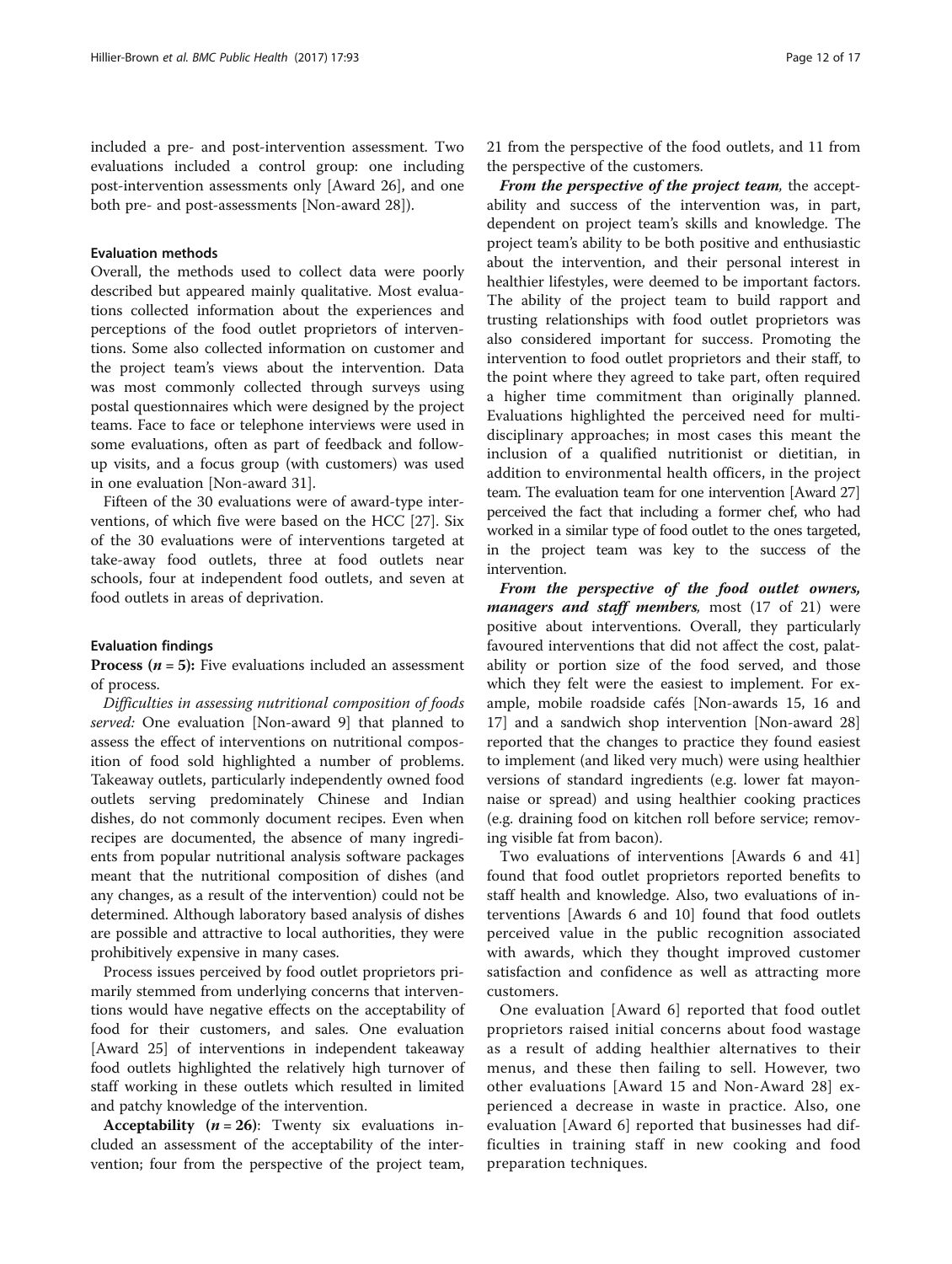included a pre- and post-intervention assessment. Two evaluations included a control group: one including post-intervention assessments only [Award 26], and one both pre- and post-assessments [Non-award 28]).

#### Evaluation methods

Overall, the methods used to collect data were poorly described but appeared mainly qualitative. Most evaluations collected information about the experiences and perceptions of the food outlet proprietors of interventions. Some also collected information on customer and the project team's views about the intervention. Data was most commonly collected through surveys using postal questionnaires which were designed by the project teams. Face to face or telephone interviews were used in some evaluations, often as part of feedback and follow-up visits, and a focus group (with customers) was used in one evaluation [Non-award 31].

Fifteen of the 30 evaluations were of award-type interventions, of which five were based on the HCC [27]. Six of the 30 evaluations were of interventions targeted at take-away food outlets, three at food outlets near schools, four at independent food outlets, and seven at food outlets in areas of deprivation.

#### Evaluation findings

**Process ($n = 5$):** Five evaluations included an assessment of process.

*Difficulties in assessing nutritional composition of foods served:* One evaluation [Non-award 9] that planned to assess the effect of interventions on nutritional composition of food sold highlighted a number of problems. Takeaway outlets, particularly independently owned food outlets serving predominately Chinese and Indian dishes, do not commonly document recipes. Even when recipes are documented, the absence of many ingredients from popular nutritional analysis software packages meant that the nutritional composition of dishes (and any changes, as a result of the intervention) could not be determined. Although laboratory based analysis of dishes are possible and attractive to local authorities, they were prohibitively expensive in many cases.

Process issues perceived by food outlet proprietors primarily stemmed from underlying concerns that interventions would have negative effects on the acceptability of food for their customers, and sales. One evaluation [Award 25] of interventions in independent takeaway food outlets highlighted the relatively high turnover of staff working in these outlets which resulted in limited and patchy knowledge of the intervention.

**Acceptability ($n = 26$)**: Twenty six evaluations included an assessment of the acceptability of the intervention; four from the perspective of the project team, 21 from the perspective of the food outlets, and 11 from the perspective of the customers.

***From the perspective of the project team***, the acceptability and success of the intervention was, in part, dependent on project team's skills and knowledge. The project team's ability to be both positive and enthusiastic about the intervention, and their personal interest in healthier lifestyles, were deemed to be important factors. The ability of the project team to build rapport and trusting relationships with food outlet proprietors was also considered important for success. Promoting the intervention to food outlet proprietors and their staff, to the point where they agreed to take part, often required a higher time commitment than originally planned. Evaluations highlighted the perceived need for multi-disciplinary approaches; in most cases this meant the inclusion of a qualified nutritionist or dietitian, in addition to environmental health officers, in the project team. The evaluation team for one intervention [Award 27] perceived the fact that including a former chef, who had worked in a similar type of food outlet to the ones targeted, in the project team was key to the success of the intervention.

***From the perspective of the food outlet owners, managers and staff members***, most (17 of 21) were positive about interventions. Overall, they particularly favoured interventions that did not affect the cost, palatability or portion size of the food served, and those which they felt were the easiest to implement. For example, mobile roadside cafés [Non-awards 15, 16 and 17] and a sandwich shop intervention [Non-award 28] reported that the changes to practice they found easiest to implement (and liked very much) were using healthier versions of standard ingredients (e.g. lower fat mayonnaise or spread) and using healthier cooking practices (e.g. draining food on kitchen roll before service; removing visible fat from bacon).

Two evaluations of interventions [Awards 6 and 41] found that food outlet proprietors reported benefits to staff health and knowledge. Also, two evaluations of interventions [Awards 6 and 10] found that food outlets perceived value in the public recognition associated with awards, which they thought improved customer satisfaction and confidence as well as attracting more customers.

One evaluation [Award 6] reported that food outlet proprietors raised initial concerns about food wastage as a result of adding healthier alternatives to their menus, and these then failing to sell. However, two other evaluations [Award 15 and Non-Award 28] experienced a decrease in waste in practice. Also, one evaluation [Award 6] reported that businesses had difficulties in training staff in new cooking and food preparation techniques.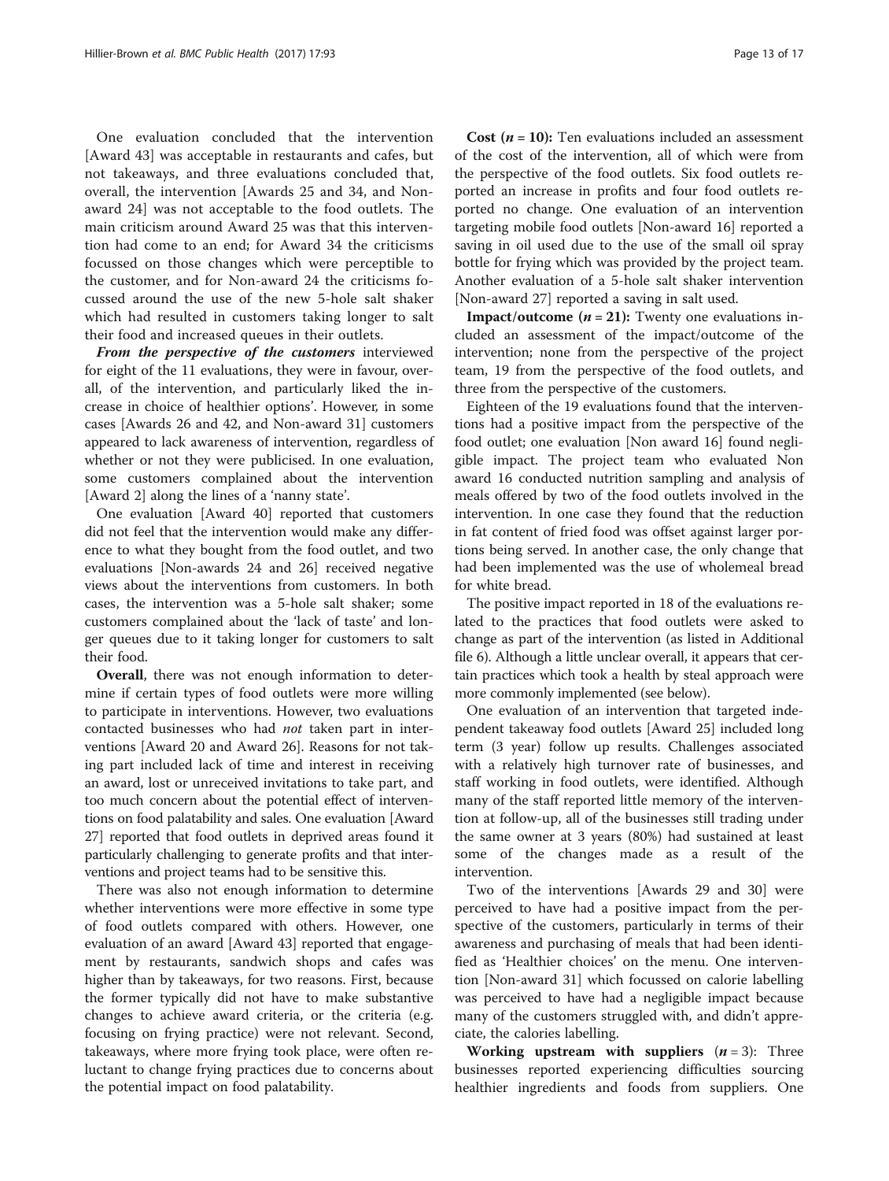One evaluation concluded that the intervention [Award 43] was acceptable in restaurants and cafes, but not takeaways, and three evaluations concluded that, overall, the intervention [Awards 25 and 34, and Non-award 24] was not acceptable to the food outlets. The main criticism around Award 25 was that this intervention had come to an end; for Award 34 the criticisms focussed on those changes which were perceptible to the customer, and for Non-award 24 the criticisms focussed around the use of the new 5-hole salt shaker which had resulted in customers taking longer to salt their food and increased queues in their outlets.

***From the perspective of the customers*** interviewed for eight of the 11 evaluations, they were in favour, overall, of the intervention, and particularly liked the increase in choice of healthier options'. However, in some cases [Awards 26 and 42, and Non-award 31] customers appeared to lack awareness of intervention, regardless of whether or not they were publicised. In one evaluation, some customers complained about the intervention [Award 2] along the lines of a 'nanny state'.

One evaluation [Award 40] reported that customers did not feel that the intervention would make any difference to what they bought from the food outlet, and two evaluations [Non-awards 24 and 26] received negative views about the interventions from customers. In both cases, the intervention was a 5-hole salt shaker; some customers complained about the 'lack of taste' and longer queues due to it taking longer for customers to salt their food.

**Overall**, there was not enough information to determine if certain types of food outlets were more willing to participate in interventions. However, two evaluations contacted businesses who had *not* taken part in interventions [Award 20 and Award 26]. Reasons for not taking part included lack of time and interest in receiving an award, lost or unreceived invitations to take part, and too much concern about the potential effect of interventions on food palatability and sales. One evaluation [Award 27] reported that food outlets in deprived areas found it particularly challenging to generate profits and that interventions and project teams had to be sensitive this.

There was also not enough information to determine whether interventions were more effective in some type of food outlets compared with others. However, one evaluation of an award [Award 43] reported that engagement by restaurants, sandwich shops and cafes was higher than by takeaways, for two reasons. First, because the former typically did not have to make substantive changes to achieve award criteria, or the criteria (e.g. focusing on frying practice) were not relevant. Second, takeaways, where more frying took place, were often reluctant to change frying practices due to concerns about the potential impact on food palatability.

**Cost (*n* = 10):** Ten evaluations included an assessment of the cost of the intervention, all of which were from the perspective of the food outlets. Six food outlets reported an increase in profits and four food outlets reported no change. One evaluation of an intervention targeting mobile food outlets [Non-award 16] reported a saving in oil used due to the use of the small oil spray bottle for frying which was provided by the project team. Another evaluation of a 5-hole salt shaker intervention [Non-award 27] reported a saving in salt used.

**Impact/outcome (*n* = 21):** Twenty one evaluations included an assessment of the impact/outcome of the intervention; none from the perspective of the project team, 19 from the perspective of the food outlets, and three from the perspective of the customers.

Eighteen of the 19 evaluations found that the interventions had a positive impact from the perspective of the food outlet; one evaluation [Non award 16] found negligible impact. The project team who evaluated Non award 16 conducted nutrition sampling and analysis of meals offered by two of the food outlets involved in the intervention. In one case they found that the reduction in fat content of fried food was offset against larger portions being served. In another case, the only change that had been implemented was the use of wholemeal bread for white bread.

The positive impact reported in 18 of the evaluations related to the practices that food outlets were asked to change as part of the intervention (as listed in Additional file 6). Although a little unclear overall, it appears that certain practices which took a health by steal approach were more commonly implemented (see below).

One evaluation of an intervention that targeted independent takeaway food outlets [Award 25] included long term (3 year) follow up results. Challenges associated with a relatively high turnover rate of businesses, and staff working in food outlets, were identified. Although many of the staff reported little memory of the intervention at follow-up, all of the businesses still trading under the same owner at 3 years (80%) had sustained at least some of the changes made as a result of the intervention.

Two of the interventions [Awards 29 and 30] were perceived to have had a positive impact from the perspective of the customers, particularly in terms of their awareness and purchasing of meals that had been identified as 'Healthier choices' on the menu. One intervention [Non-award 31] which focussed on calorie labelling was perceived to have had a negligible impact because many of the customers struggled with, and didn't appreciate, the calories labelling.

**Working upstream with suppliers (*n* = 3):** Three businesses reported experiencing difficulties sourcing healthier ingredients and foods from suppliers. One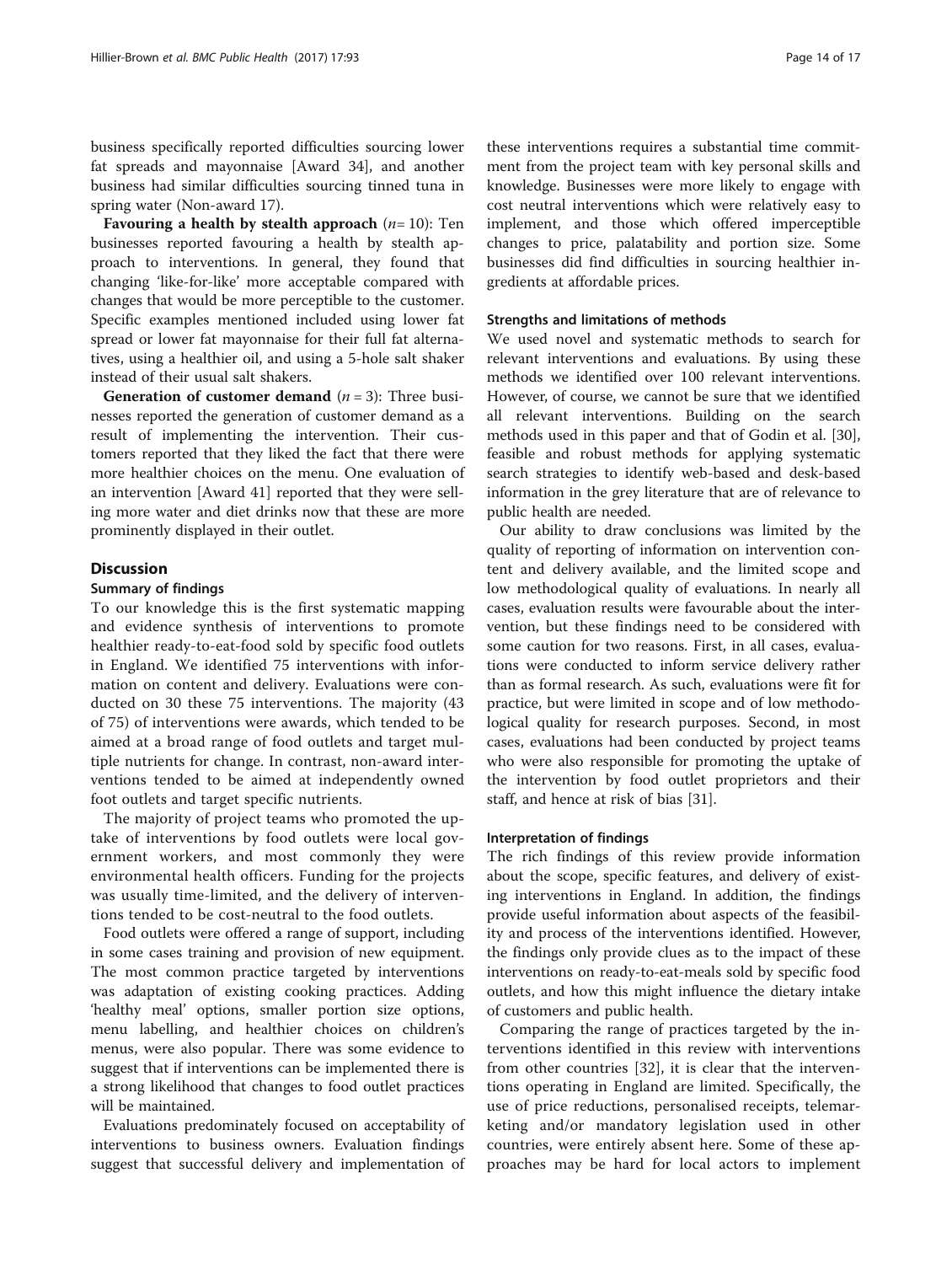business specifically reported difficulties sourcing lower fat spreads and mayonnaise [Award 34], and another business had similar difficulties sourcing tinned tuna in spring water (Non-award 17).

**Favouring a health by stealth approach** (*n*= 10): Ten businesses reported favouring a health by stealth approach to interventions. In general, they found that changing 'like-for-like' more acceptable compared with changes that would be more perceptible to the customer. Specific examples mentioned included using lower fat spread or lower fat mayonnaise for their full fat alternatives, using a healthier oil, and using a 5-hole salt shaker instead of their usual salt shakers.

**Generation of customer demand** (*n* = 3): Three businesses reported the generation of customer demand as a result of implementing the intervention. Their customers reported that they liked the fact that there were more healthier choices on the menu. One evaluation of an intervention [Award 41] reported that they were selling more water and diet drinks now that these are more prominently displayed in their outlet.

## Discussion

### Summary of findings

To our knowledge this is the first systematic mapping and evidence synthesis of interventions to promote healthier ready-to-eat-food sold by specific food outlets in England. We identified 75 interventions with information on content and delivery. Evaluations were conducted on 30 these 75 interventions. The majority (43 of 75) of interventions were awards, which tended to be aimed at a broad range of food outlets and target multiple nutrients for change. In contrast, non-award interventions tended to be aimed at independently owned foot outlets and target specific nutrients.

The majority of project teams who promoted the uptake of interventions by food outlets were local government workers, and most commonly they were environmental health officers. Funding for the projects was usually time-limited, and the delivery of interventions tended to be cost-neutral to the food outlets.

Food outlets were offered a range of support, including in some cases training and provision of new equipment. The most common practice targeted by interventions was adaptation of existing cooking practices. Adding 'healthy meal' options, smaller portion size options, menu labelling, and healthier choices on children's menus, were also popular. There was some evidence to suggest that if interventions can be implemented there is a strong likelihood that changes to food outlet practices will be maintained.

Evaluations predominately focused on acceptability of interventions to business owners. Evaluation findings suggest that successful delivery and implementation of these interventions requires a substantial time commitment from the project team with key personal skills and knowledge. Businesses were more likely to engage with cost neutral interventions which were relatively easy to implement, and those which offered imperceptible changes to price, palatability and portion size. Some businesses did find difficulties in sourcing healthier ingredients at affordable prices.

### Strengths and limitations of methods

We used novel and systematic methods to search for relevant interventions and evaluations. By using these methods we identified over 100 relevant interventions. However, of course, we cannot be sure that we identified all relevant interventions. Building on the search methods used in this paper and that of Godin et al. [30], feasible and robust methods for applying systematic search strategies to identify web-based and desk-based information in the grey literature that are of relevance to public health are needed.

Our ability to draw conclusions was limited by the quality of reporting of information on intervention content and delivery available, and the limited scope and low methodological quality of evaluations. In nearly all cases, evaluation results were favourable about the intervention, but these findings need to be considered with some caution for two reasons. First, in all cases, evaluations were conducted to inform service delivery rather than as formal research. As such, evaluations were fit for practice, but were limited in scope and of low methodological quality for research purposes. Second, in most cases, evaluations had been conducted by project teams who were also responsible for promoting the uptake of the intervention by food outlet proprietors and their staff, and hence at risk of bias [31].

### Interpretation of findings

The rich findings of this review provide information about the scope, specific features, and delivery of existing interventions in England. In addition, the findings provide useful information about aspects of the feasibility and process of the interventions identified. However, the findings only provide clues as to the impact of these interventions on ready-to-eat-meals sold by specific food outlets, and how this might influence the dietary intake of customers and public health.

Comparing the range of practices targeted by the interventions identified in this review with interventions from other countries [32], it is clear that the interventions operating in England are limited. Specifically, the use of price reductions, personalised receipts, telemarketing and/or mandatory legislation used in other countries, were entirely absent here. Some of these approaches may be hard for local actors to implement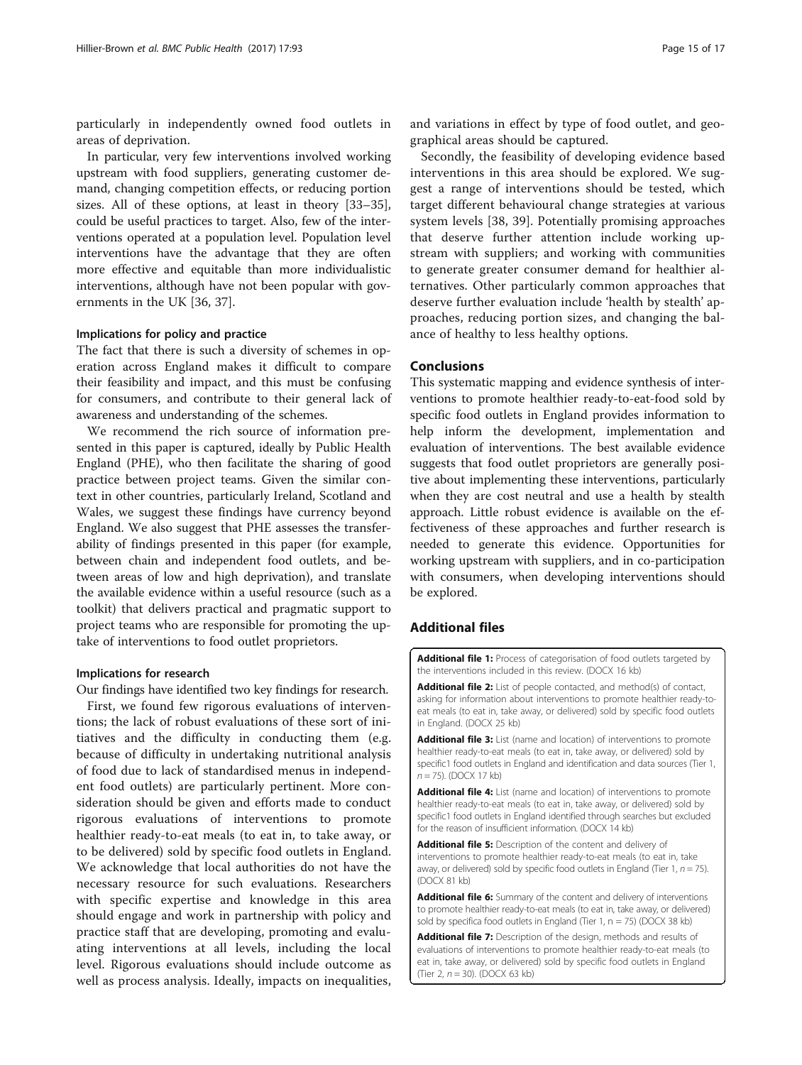particularly in independently owned food outlets in areas of deprivation.

In particular, very few interventions involved working upstream with food suppliers, generating customer demand, changing competition effects, or reducing portion sizes. All of these options, at least in theory [33–35], could be useful practices to target. Also, few of the interventions operated at a population level. Population level interventions have the advantage that they are often more effective and equitable than more individualistic interventions, although have not been popular with governments in the UK [36, 37].

### Implications for policy and practice

The fact that there is such a diversity of schemes in operation across England makes it difficult to compare their feasibility and impact, and this must be confusing for consumers, and contribute to their general lack of awareness and understanding of the schemes.

We recommend the rich source of information presented in this paper is captured, ideally by Public Health England (PHE), who then facilitate the sharing of good practice between project teams. Given the similar context in other countries, particularly Ireland, Scotland and Wales, we suggest these findings have currency beyond England. We also suggest that PHE assesses the transferability of findings presented in this paper (for example, between chain and independent food outlets, and between areas of low and high deprivation), and translate the available evidence within a useful resource (such as a toolkit) that delivers practical and pragmatic support to project teams who are responsible for promoting the uptake of interventions to food outlet proprietors.

### Implications for research

Our findings have identified two key findings for research.

First, we found few rigorous evaluations of interventions; the lack of robust evaluations of these sort of initiatives and the difficulty in conducting them (e.g. because of difficulty in undertaking nutritional analysis of food due to lack of standardised menus in independent food outlets) are particularly pertinent. More consideration should be given and efforts made to conduct rigorous evaluations of interventions to promote healthier ready-to-eat meals (to eat in, to take away, or to be delivered) sold by specific food outlets in England. We acknowledge that local authorities do not have the necessary resource for such evaluations. Researchers with specific expertise and knowledge in this area should engage and work in partnership with policy and practice staff that are developing, promoting and evaluating interventions at all levels, including the local level. Rigorous evaluations should include outcome as well as process analysis. Ideally, impacts on inequalities, and variations in effect by type of food outlet, and geographical areas should be captured.

Secondly, the feasibility of developing evidence based interventions in this area should be explored. We suggest a range of interventions should be tested, which target different behavioural change strategies at various system levels [38, 39]. Potentially promising approaches that deserve further attention include working upstream with suppliers; and working with communities to generate greater consumer demand for healthier alternatives. Other particularly common approaches that deserve further evaluation include 'health by stealth' approaches, reducing portion sizes, and changing the balance of healthy to less healthy options.

## Conclusions

This systematic mapping and evidence synthesis of interventions to promote healthier ready-to-eat-food sold by specific food outlets in England provides information to help inform the development, implementation and evaluation of interventions. The best available evidence suggests that food outlet proprietors are generally positive about implementing these interventions, particularly when they are cost neutral and use a health by stealth approach. Little robust evidence is available on the effectiveness of these approaches and further research is needed to generate this evidence. Opportunities for working upstream with suppliers, and in co-participation with consumers, when developing interventions should be explored.

## Additional files

**Additional file 1:** Process of categorisation of food outlets targeted by the interventions included in this review. (DOCX 16 kb)

**Additional file 2:** List of people contacted, and method(s) of contact, asking for information about interventions to promote healthier ready-to-eat meals (to eat in, take away, or delivered) sold by specific food outlets in England. (DOCX 25 kb)

**Additional file 3:** List (name and location) of interventions to promote healthier ready-to-eat meals (to eat in, take away, or delivered) sold by specific1 food outlets in England and identification and data sources (Tier 1, $n = 75$). (DOCX 17 kb)

**Additional file 4:** List (name and location) of interventions to promote healthier ready-to-eat meals (to eat in, take away, or delivered) sold by specific1 food outlets in England identified through searches but excluded for the reason of insufficient information. (DOCX 14 kb)

**Additional file 5:** Description of the content and delivery of interventions to promote healthier ready-to-eat meals (to eat in, take away, or delivered) sold by specific food outlets in England (Tier 1, $n = 75$). (DOCX 81 kb)

**Additional file 6:** Summary of the content and delivery of interventions to promote healthier ready-to-eat meals (to eat in, take away, or delivered) sold by specifica food outlets in England (Tier 1, n = 75) (DOCX 38 kb)

**Additional file 7:** Description of the design, methods and results of evaluations of interventions to promote healthier ready-to-eat meals (to eat in, take away, or delivered) sold by specific food outlets in England (Tier 2, $n = 30$). (DOCX 63 kb)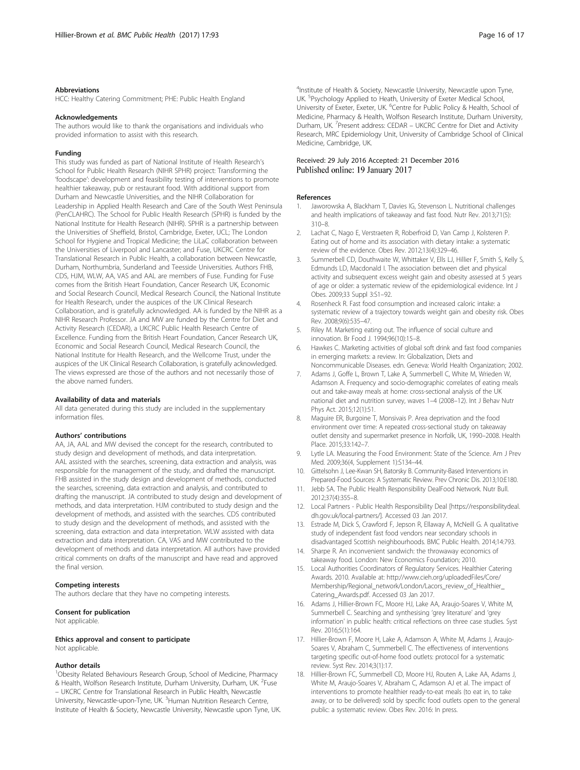### Abbreviations

HCC: Healthy Catering Commitment; PHE: Public Health England

### Acknowledgements

The authors would like to thank the organisations and individuals who provided information to assist with this research.

### Funding

This study was funded as part of National Institute of Health Research's School for Public Health Research (NIHR SPHR) project: Transforming the 'foodscape': development and feasibility testing of interventions to promote healthier takeaway, pub or restaurant food. With additional support from Durham and Newcastle Universities, and the NIHR Collaboration for Leadership in Applied Health Research and Care of the South West Peninsula (PenCLAHRC). The School for Public Health Research (SPHR) is funded by the National Institute for Health Research (NIHR). SPHR is a partnership between the Universities of Sheffield, Bristol, Cambridge, Exeter, UCL; The London School for Hygiene and Tropical Medicine; the LiLaC collaboration between the Universities of Liverpool and Lancaster; and Fuse, UKCRC Centre for Translational Research in Public Health, a collaboration between Newcastle, Durham, Northumbria, Sunderland and Teesside Universities. Authors FHB, CDS, HJM, WLW, AA, VAS and AAL are members of Fuse. Funding for Fuse comes from the British Heart Foundation, Cancer Research UK, Economic and Social Research Council, Medical Research Council, the National Institute for Health Research, under the auspices of the UK Clinical Research Collaboration, and is gratefully acknowledged. AA is funded by the NIHR as a NIHR Research Professor. JA and MW are funded by the Centre for Diet and Activity Research (CEDAR), a UKCRC Public Health Research Centre of Excellence. Funding from the British Heart Foundation, Cancer Research UK, Economic and Social Research Council, Medical Research Council, the National Institute for Health Research, and the Wellcome Trust, under the auspices of the UK Clinical Research Collaboration, is gratefully acknowledged. The views expressed are those of the authors and not necessarily those of the above named funders.

### Availability of data and materials

All data generated during this study are included in the supplementary information files.

### Authors' contributions

AA, JA, AAL and MW devised the concept for the research, contributed to study design and development of methods, and data interpretation. AAL assisted with the searches, screening, data extraction and analysis, was responsible for the management of the study, and drafted the manuscript. FHB assisted in the study design and development of methods, conducted the searches, screening, data extraction and analysis, and contributed to drafting the manuscript. JA contributed to study design and development of methods, and data interpretation. HJM contributed to study design and the development of methods, and assisted with the searches. CDS contributed to study design and the development of methods, and assisted with the screening, data extraction and data interpretation. WLW assisted with data extraction and data interpretation. CA, VAS and MW contributed to the development of methods and data interpretation. All authors have provided critical comments on drafts of the manuscript and have read and approved the final version.

### Competing interests

The authors declare that they have no competing interests.

### Consent for publication

Not applicable.

### Ethics approval and consent to participate

Not applicable.

### Author details

[1]Obesity Related Behaviours Research Group, School of Medicine, Pharmacy & Health, Wolfson Research Institute, Durham University, Durham, UK. [2]Fuse – UKCRC Centre for Translational Research in Public Health, Newcastle University, Newcastle-upon-Tyne, UK. [3]Human Nutrition Research Centre, Institute of Health & Society, Newcastle University, Newcastle upon Tyne, UK. [4]Institute of Health & Society, Newcastle University, Newcastle upon Tyne, UK. [5]Psychology Applied to Heath, University of Exeter Medical School, University of Exeter, Exeter, UK. [6]Centre for Public Policy & Health, School of Medicine, Pharmacy & Health, Wolfson Research Institute, Durham University, Durham, UK. [7]Present address: CEDAR – UKCRC Centre for Diet and Activity Research, MRC Epidemiology Unit, University of Cambridge School of Clinical Medicine, Cambridge, UK.

Received: 29 July 2016 Accepted: 21 December 2016
Published online: 19 January 2017

### References

1. Jaworowska A, Blackham T, Davies IG, Stevenson L. Nutritional challenges and health implications of takeaway and fast food. Nutr Rev. 2013;71(5): 310–8.
2. Lachat C, Nago E, Verstraeten R, Roberfroid D, Van Camp J, Kolsteren P. Eating out of home and its association with dietary intake: a systematic review of the evidence. Obes Rev. 2012;13(4):329–46.
3. Summerbell CD, Douthwaite W, Whittaker V, Ells LJ, Hillier F, Smith S, Kelly S, Edmunds LD, Macdonald I. The association between diet and physical activity and subsequent excess weight gain and obesity assessed at 5 years of age or older: a systematic review of the epidemiological evidence. Int J Obes. 2009;33 Suppl 3:S1–92.
4. Rosenheck R. Fast food consumption and increased caloric intake: a systematic review of a trajectory towards weight gain and obesity risk. Obes Rev. 2008;9(6):535–47.
5. Riley M. Marketing eating out. The influence of social culture and innovation. Br Food J. 1994;96(10):15–8.
6. Hawkes C. Marketing activities of global soft drink and fast food companies in emerging markets: a review. In: Globalization, Diets and Noncommunicable Diseases. edn. Geneva: World Health Organization; 2002.
7. Adams J, Goffe L, Brown T, Lake A, Summerbell C, White M, Wrieden W, Adamson A. Frequency and socio-demographic correlates of eating meals out and take-away meals at home: cross-sectional analysis of the UK national diet and nutrition survey, waves 1–4 (2008–12). Int J Behav Nutr Phys Act. 2015;12(1):51.
8. Maguire ER, Burgoine T, Monsivais P. Area deprivation and the food environment over time: A repeated cross-sectional study on takeaway outlet density and supermarket presence in Norfolk, UK, 1990–2008. Health Place. 2015;33:142–7.
9. Lytle LA. Measuring the Food Environment: State of the Science. Am J Prev Med. 2009;36(4, Supplement 1):S134–44.
10. Gittelsohn J, Lee-Kwan SH, Batorsky B. Community-Based Interventions in Prepared-Food Sources: A Systematic Review. Prev Chronic Dis. 2013;10:E180.
11. Jebb SA. The Public Health Responsibility DealFood Network. Nutr Bull. 2012;37(4):355–8.
12. Local Partners - Public Health Responsibility Deal [https://responsibilitydeal.dh.gov.uk/local-partners/]. Accessed 03 Jan 2017.
13. Estrade M, Dick S, Crawford F, Jepson R, Ellaway A, McNeill G. A qualitative study of independent fast food vendors near secondary schools in disadvantaged Scottish neighbourhoods. BMC Public Health. 2014;14:793.
14. Sharpe R. An inconvenient sandwich: the throwaway economics of takeaway food. London: New Economics Foundation; 2010.
15. Local Authorities Coordinators of Regulatory Services. Healthier Catering Awards. 2010. Available at: http://www.cieh.org/uploadedFiles/Core/Membership/Regional_network/London/Lacors_review_of_Healthier_Catering_Awards.pdf. Accessed 03 Jan 2017.
16. Adams J, Hillier-Brown FC, Moore HJ, Lake AA, Araujo-Soares V, White M, Summerbell C. Searching and synthesising 'grey literature' and 'grey information' in public health: critical reflections on three case studies. Syst Rev. 2016;5(1):164.
17. Hillier-Brown F, Moore H, Lake A, Adamson A, White M, Adams J, Araujo-Soares V, Abraham C, Summerbell C. The effectiveness of interventions targeting specific out-of-home food outlets: protocol for a systematic review. Syst Rev. 2014;3(1):17.
18. Hillier-Brown FC, Summerbell CD, Moore HJ, Routen A, Lake AA, Adams J, White M, Araujo-Soares V, Abraham C, Adamson AJ et al. The impact of interventions to promote healthier ready-to-eat meals (to eat in, to take away, or to be delivered) sold by specific food outlets open to the general public: a systematic review. Obes Rev. 2016: In press.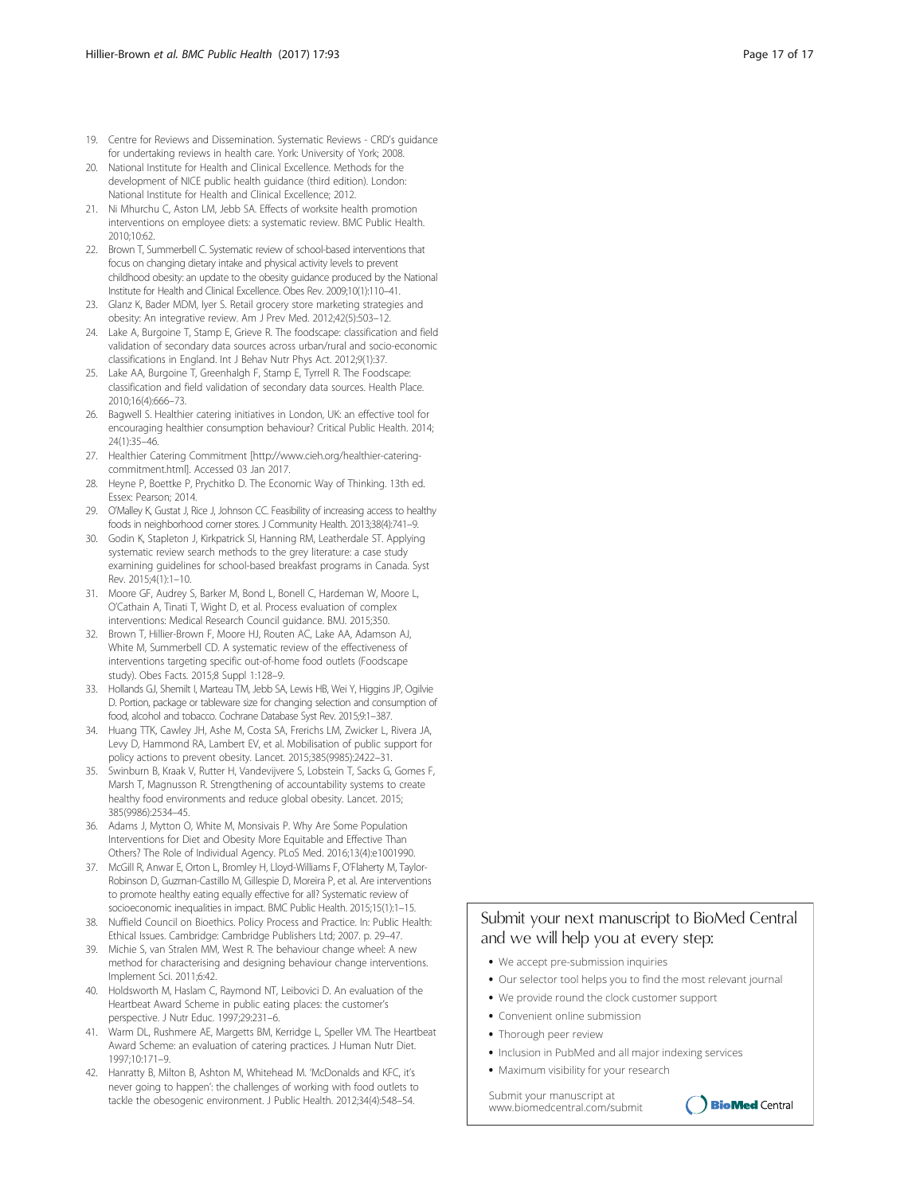19. Centre for Reviews and Dissemination. Systematic Reviews - CRD's guidance for undertaking reviews in health care. York: University of York; 2008.
20. National Institute for Health and Clinical Excellence. Methods for the development of NICE public health guidance (third edition). London: National Institute for Health and Clinical Excellence; 2012.
21. Ni Mhurchu C, Aston LM, Jebb SA. Effects of worksite health promotion interventions on employee diets: a systematic review. BMC Public Health. 2010;10:62.
22. Brown T, Summerbell C. Systematic review of school-based interventions that focus on changing dietary intake and physical activity levels to prevent childhood obesity: an update to the obesity guidance produced by the National Institute for Health and Clinical Excellence. Obes Rev. 2009;10(1):110–41.
23. Glanz K, Bader MDM, Iyer S. Retail grocery store marketing strategies and obesity: An integrative review. Am J Prev Med. 2012;42(5):503–12.
24. Lake A, Burgoine T, Stamp E, Grieve R. The foodscape: classification and field validation of secondary data sources across urban/rural and socio-economic classifications in England. Int J Behav Nutr Phys Act. 2012;9(1):37.
25. Lake AA, Burgoine T, Greenhalgh F, Stamp E, Tyrrell R. The Foodscape: classification and field validation of secondary data sources. Health Place. 2010;16(4):666–73.
26. Bagwell S. Healthier catering initiatives in London, UK: an effective tool for encouraging healthier consumption behaviour? Critical Public Health. 2014; 24(1):35–46.
27. Healthier Catering Commitment [http://www.cieh.org/healthier-catering-commitment.html]. Accessed 03 Jan 2017.
28. Heyne P, Boettke P, Prychitko D. The Economic Way of Thinking. 13th ed. Essex: Pearson; 2014.
29. O'Malley K, Gustat J, Rice J, Johnson CC. Feasibility of increasing access to healthy foods in neighborhood corner stores. J Community Health. 2013;38(4):741–9.
30. Godin K, Stapleton J, Kirkpatrick SI, Hanning RM, Leatherdale ST. Applying systematic review search methods to the grey literature: a case study examining guidelines for school-based breakfast programs in Canada. Syst Rev. 2015;4(1):1–10.
31. Moore GF, Audrey S, Barker M, Bond L, Bonell C, Hardeman W, Moore L, O'Cathain A, Tinati T, Wight D, et al. Process evaluation of complex interventions: Medical Research Council guidance. BMJ. 2015;350.
32. Brown T, Hillier-Brown F, Moore HJ, Routen AC, Lake AA, Adamson AJ, White M, Summerbell CD. A systematic review of the effectiveness of interventions targeting specific out-of-home food outlets (Foodscape study). Obes Facts. 2015;8 Suppl 1:128–9.
33. Hollands GJ, Shemilt I, Marteau TM, Jebb SA, Lewis HB, Wei Y, Higgins JP, Ogilvie D. Portion, package or tableware size for changing selection and consumption of food, alcohol and tobacco. Cochrane Database Syst Rev. 2015;9:1–387.
34. Huang TTK, Cawley JH, Ashe M, Costa SA, Frerichs LM, Zwicker L, Rivera JA, Levy D, Hammond RA, Lambert EV, et al. Mobilisation of public support for policy actions to prevent obesity. Lancet. 2015;385(9985):2422–31.
35. Swinburn B, Kraak V, Rutter H, Vandevijvere S, Lobstein T, Sacks G, Gomes F, Marsh T, Magnusson R. Strengthening of accountability systems to create healthy food environments and reduce global obesity. Lancet. 2015; 385(9986):2534–45.
36. Adams J, Mytton O, White M, Monsivais P. Why Are Some Population Interventions for Diet and Obesity More Equitable and Effective Than Others? The Role of Individual Agency. PLoS Med. 2016;13(4):e1001990.
37. McGill R, Anwar E, Orton L, Bromley H, Lloyd-Williams F, O'Flaherty M, Taylor-Robinson D, Guzman-Castillo M, Gillespie D, Moreira P, et al. Are interventions to promote healthy eating equally effective for all? Systematic review of socioeconomic inequalities in impact. BMC Public Health. 2015;15(1):1–15.
38. Nuffield Council on Bioethics. Policy Process and Practice. In: Public Health: Ethical Issues. Cambridge: Cambridge Publishers Ltd; 2007. p. 29–47.
39. Michie S, van Stralen MM, West R. The behaviour change wheel: A new method for characterising and designing behaviour change interventions. Implement Sci. 2011;6:42.
40. Holdsworth M, Haslam C, Raymond NT, Leibovici D. An evaluation of the Heartbeat Award Scheme in public eating places: the customer's perspective. J Nutr Educ. 1997;29:231–6.
41. Warm DL, Rushmere AE, Margetts BM, Kerridge L, Speller VM. The Heartbeat Award Scheme: an evaluation of catering practices. J Human Nutr Diet. 1997;10:171–9.
42. Hanratty B, Milton B, Ashton M, Whitehead M. 'McDonalds and KFC, it's never going to happen': the challenges of working with food outlets to tackle the obesogenic environment. J Public Health. 2012;34(4):548–54.

Submit your next manuscript to BioMed Central and we will help you at every step:

- We accept pre-submission inquiries
- Our selector tool helps you to find the most relevant journal
- We provide round the clock customer support
- Convenient online submission
- Thorough peer review
- Inclusion in PubMed and all major indexing services
- Maximum visibility for your research

Submit your manuscript at www.biomedcentral.com/submit

BioMed Central